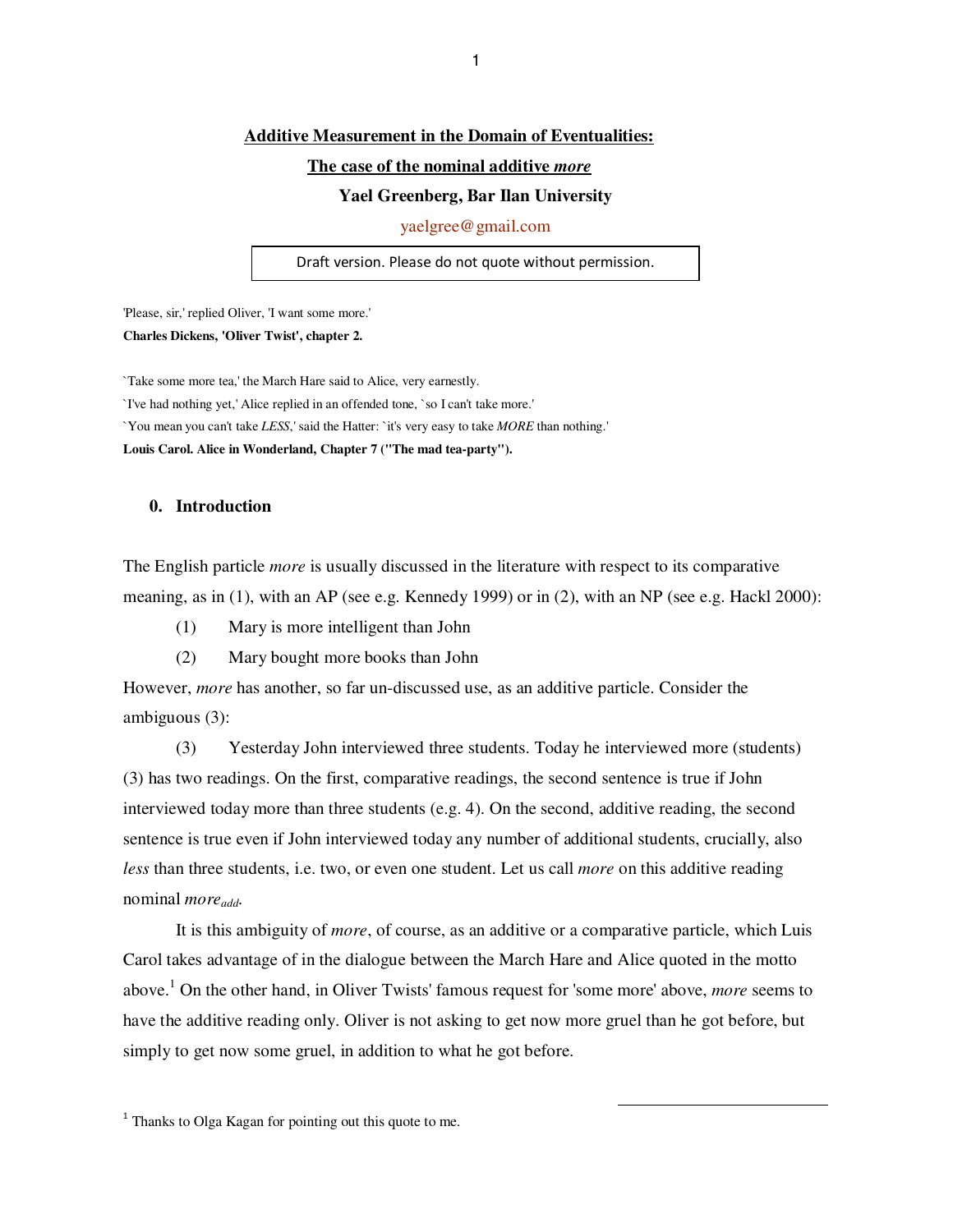# Additive Measurement in the Domain of Eventualities:

## The case of the nominal additive *more*

**Yael Greenberg, Bar Ilan University**

yaelgree@gmail.com

Draft version. Please do not quote without permission.

'Please, sir,' replied Oliver, 'I want some more.'
**Charles Dickens, 'Oliver Twist', chapter 2.**

`Take some more tea,' the March Hare said to Alice, very earnestly.
`I've had nothing yet,' Alice replied in an offended tone, `so I can't take more.'
`You mean you can't take *LESS*,' said the Hatter: `it's very easy to take *MORE* than nothing.'
**Louis Carol. Alice in Wonderland, Chapter 7 ("The mad tea-party").**

## 0. Introduction

The English particle *more* is usually discussed in the literature with respect to its comparative meaning, as in (1), with an AP (see e.g. Kennedy 1999) or in (2), with an NP (see e.g. Hackl 2000):

(1) Mary is more intelligent than John

(2) Mary bought more books than John

However, *more* has another, so far un-discussed use, as an additive particle. Consider the ambiguous (3):

(3) Yesterday John interviewed three students. Today he interviewed more (students)

(3) has two readings. On the first, comparative readings, the second sentence is true if John interviewed today more than three students (e.g. 4). On the second, additive reading, the second sentence is true even if John interviewed today any number of additional students, crucially, also *less* than three students, i.e. two, or even one student. Let us call *more* on this additive reading nominal $more_{add}$.

It is this ambiguity of *more*, of course, as an additive or a comparative particle, which Luis Carol takes advantage of in the dialogue between the March Hare and Alice quoted in the motto above.[1] On the other hand, in Oliver Twists' famous request for 'some more' above, *more* seems to have the additive reading only. Oliver is not asking to get now more gruel than he got before, but simply to get now some gruel, in addition to what he got before.

[1] Thanks to Olga Kagan for pointing out this quote to me.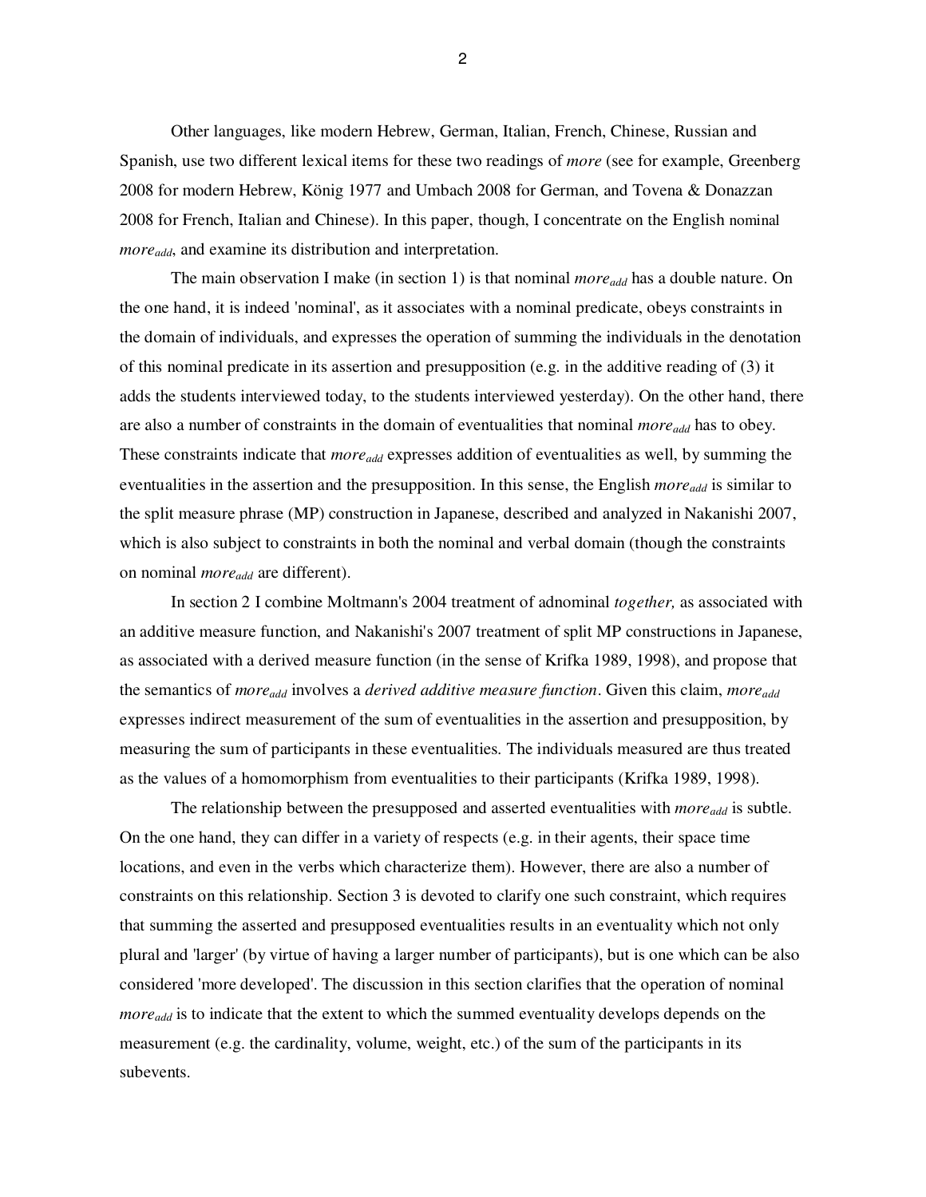Other languages, like modern Hebrew, German, Italian, French, Chinese, Russian and Spanish, use two different lexical items for these two readings of *more* (see for example, Greenberg 2008 for modern Hebrew, König 1977 and Umbach 2008 for German, and Tovena & Donazzan 2008 for French, Italian and Chinese). In this paper, though, I concentrate on the English nominal *more*$_{add}$, and examine its distribution and interpretation.

The main observation I make (in section 1) is that nominal *more*$_{add}$ has a double nature. On the one hand, it is indeed 'nominal', as it associates with a nominal predicate, obeys constraints in the domain of individuals, and expresses the operation of summing the individuals in the denotation of this nominal predicate in its assertion and presupposition (e.g. in the additive reading of (3) it adds the students interviewed today, to the students interviewed yesterday). On the other hand, there are also a number of constraints in the domain of eventualities that nominal *more*$_{add}$ has to obey. These constraints indicate that *more*$_{add}$ expresses addition of eventualities as well, by summing the eventualities in the assertion and the presupposition. In this sense, the English *more*$_{add}$ is similar to the split measure phrase (MP) construction in Japanese, described and analyzed in Nakanishi 2007, which is also subject to constraints in both the nominal and verbal domain (though the constraints on nominal *more*$_{add}$ are different).

In section 2 I combine Moltmann's 2004 treatment of adnominal *together,* as associated with an additive measure function, and Nakanishi's 2007 treatment of split MP constructions in Japanese, as associated with a derived measure function (in the sense of Krifka 1989, 1998), and propose that the semantics of *more*$_{add}$ involves a *derived additive measure function*. Given this claim, *more*$_{add}$ expresses indirect measurement of the sum of eventualities in the assertion and presupposition, by measuring the sum of participants in these eventualities. The individuals measured are thus treated as the values of a homomorphism from eventualities to their participants (Krifka 1989, 1998).

The relationship between the presupposed and asserted eventualities with *more*$_{add}$ is subtle. On the one hand, they can differ in a variety of respects (e.g. in their agents, their space time locations, and even in the verbs which characterize them). However, there are also a number of constraints on this relationship. Section 3 is devoted to clarify one such constraint, which requires that summing the asserted and presupposed eventualities results in an eventuality which not only plural and 'larger' (by virtue of having a larger number of participants), but is one which can be also considered 'more developed'. The discussion in this section clarifies that the operation of nominal *more*$_{add}$ is to indicate that the extent to which the summed eventuality develops depends on the measurement (e.g. the cardinality, volume, weight, etc.) of the sum of the participants in its subevents.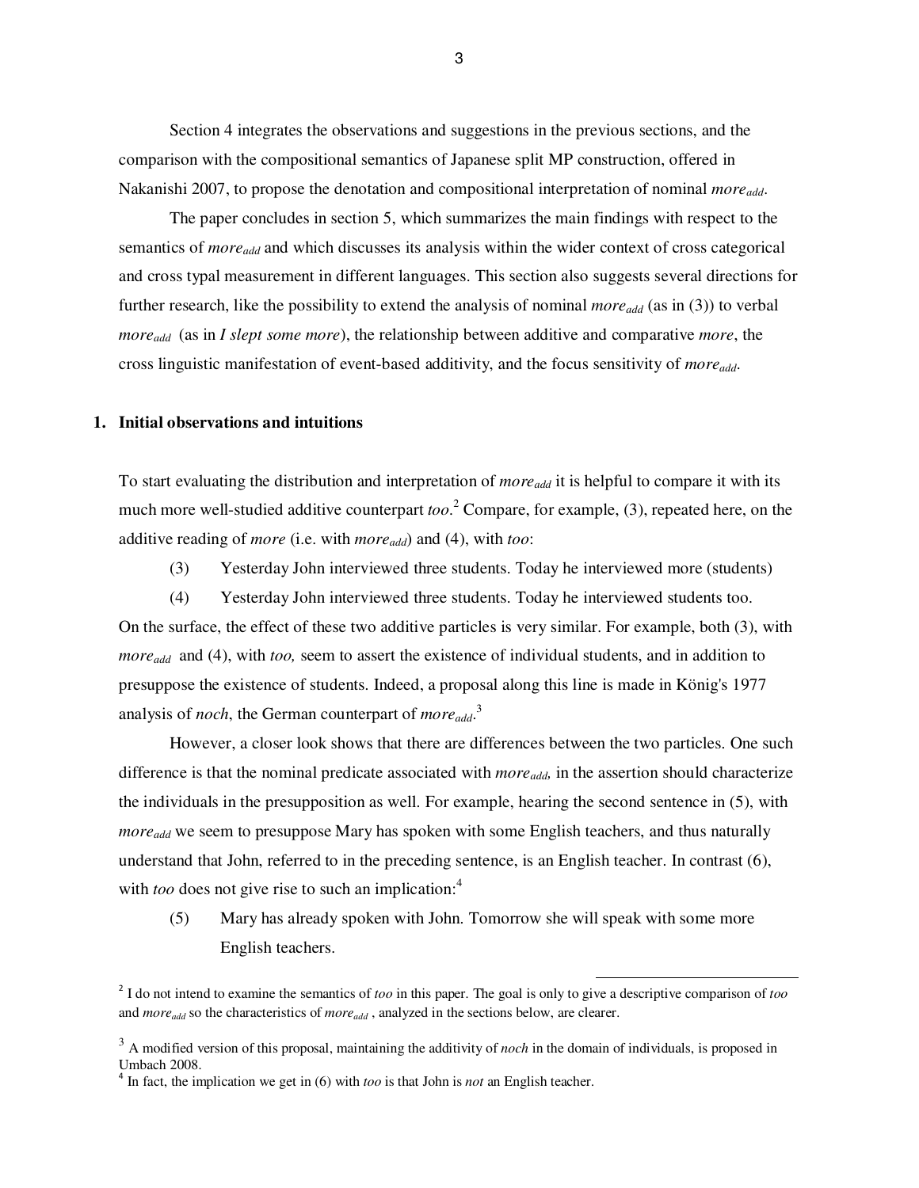Section 4 integrates the observations and suggestions in the previous sections, and the comparison with the compositional semantics of Japanese split MP construction, offered in Nakanishi 2007, to propose the denotation and compositional interpretation of nominal $more_{add}$.

The paper concludes in section 5, which summarizes the main findings with respect to the semantics of $more_{add}$ and which discusses its analysis within the wider context of cross categorical and cross typal measurement in different languages. This section also suggests several directions for further research, like the possibility to extend the analysis of nominal $more_{add}$ (as in (3)) to verbal $more_{add}$ (as in *I slept some more*), the relationship between additive and comparative *more*, the cross linguistic manifestation of event-based additivity, and the focus sensitivity of $more_{add}$.

## 1. Initial observations and intuitions

To start evaluating the distribution and interpretation of $more_{add}$ it is helpful to compare it with its much more well-studied additive counterpart *too*.[2] Compare, for example, (3), repeated here, on the additive reading of *more* (i.e. with $more_{add}$) and (4), with *too*:

(3) Yesterday John interviewed three students. Today he interviewed more (students)

(4) Yesterday John interviewed three students. Today he interviewed students too.

On the surface, the effect of these two additive particles is very similar. For example, both (3), with $more_{add}$ and (4), with *too,* seem to assert the existence of individual students, and in addition to presuppose the existence of students. Indeed, a proposal along this line is made in König's 1977 analysis of *noch*, the German counterpart of $more_{add}$.[3]

However, a closer look shows that there are differences between the two particles. One such difference is that the nominal predicate associated with $more_{add}$, in the assertion should characterize the individuals in the presupposition as well. For example, hearing the second sentence in (5), with $more_{add}$ we seem to presuppose Mary has spoken with some English teachers, and thus naturally understand that John, referred to in the preceding sentence, is an English teacher. In contrast (6), with *too* does not give rise to such an implication:[4]

(5) Mary has already spoken with John. Tomorrow she will speak with some more English teachers.

---

[2] I do not intend to examine the semantics of *too* in this paper. The goal is only to give a descriptive comparison of *too* and $more_{add}$ so the characteristics of $more_{add}$, analyzed in the sections below, are clearer.

[3] A modified version of this proposal, maintaining the additivity of *noch* in the domain of individuals, is proposed in Umbach 2008.

[4] In fact, the implication we get in (6) with *too* is that John is *not* an English teacher.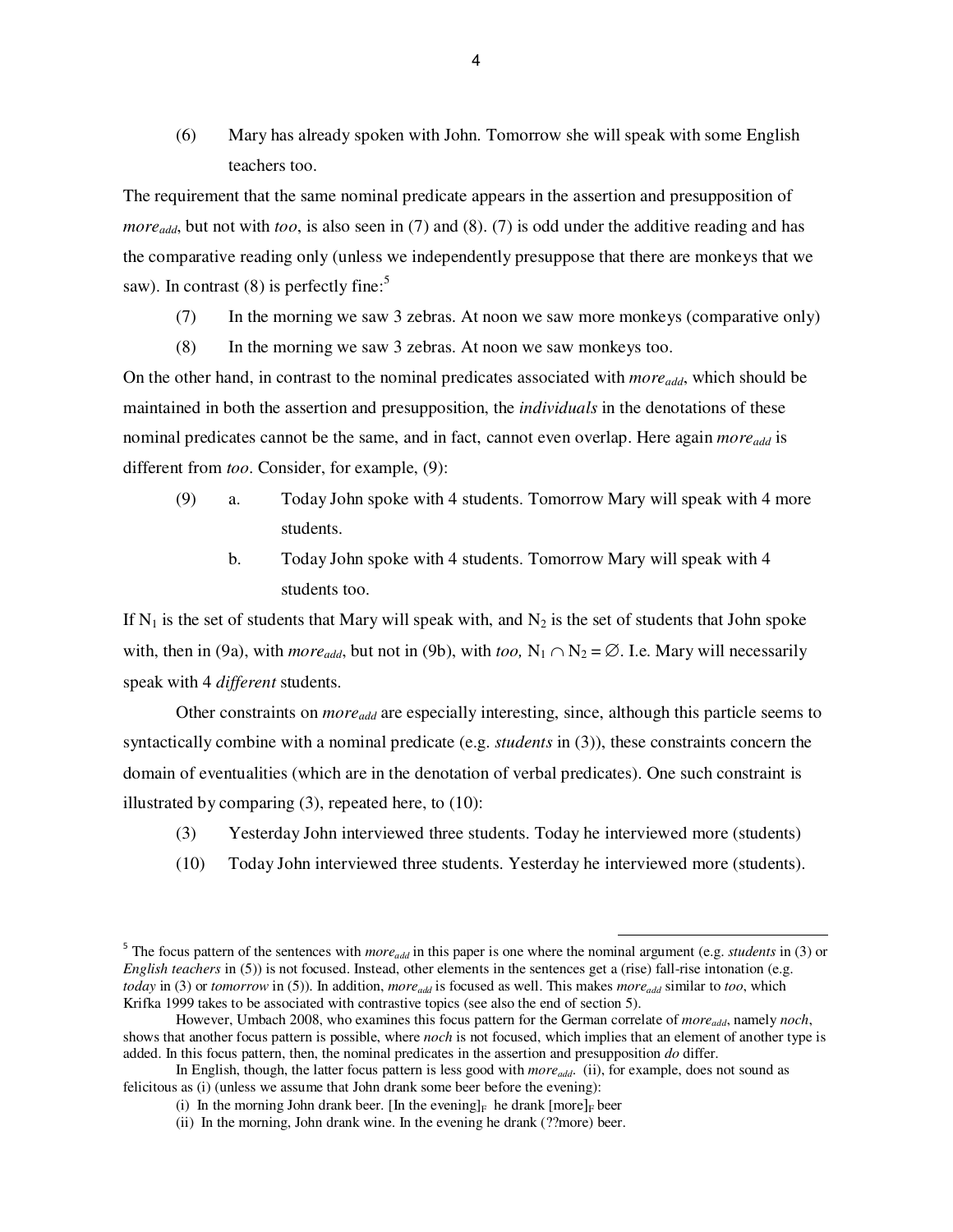(6) Mary has already spoken with John. Tomorrow she will speak with some English teachers too.

The requirement that the same nominal predicate appears in the assertion and presupposition of *more*$_{add}$, but not with *too*, is also seen in (7) and (8). (7) is odd under the additive reading and has the comparative reading only (unless we independently presuppose that there are monkeys that we saw). In contrast (8) is perfectly fine:[5]

(7) In the morning we saw 3 zebras. At noon we saw more monkeys (comparative only)

(8) In the morning we saw 3 zebras. At noon we saw monkeys too.

On the other hand, in contrast to the nominal predicates associated with *more*$_{add}$, which should be maintained in both the assertion and presupposition, the *individuals* in the denotations of these nominal predicates cannot be the same, and in fact, cannot even overlap. Here again *more*$_{add}$ is different from *too*. Consider, for example, (9):

(9) a. Today John spoke with 4 students. Tomorrow Mary will speak with 4 more students.

b. Today John spoke with 4 students. Tomorrow Mary will speak with 4 students too.

If $N_1$ is the set of students that Mary will speak with, and $N_2$ is the set of students that John spoke with, then in (9a), with *more*$_{add}$, but not in (9b), with *too*, $N_1 \cap N_2 = \varnothing$. I.e. Mary will necessarily speak with 4 *different* students.

Other constraints on *more*$_{add}$ are especially interesting, since, although this particle seems to syntactically combine with a nominal predicate (e.g. *students* in (3)), these constraints concern the domain of eventualities (which are in the denotation of verbal predicates). One such constraint is illustrated by comparing (3), repeated here, to (10):

(3) Yesterday John interviewed three students. Today he interviewed more (students)

(10) Today John interviewed three students. Yesterday he interviewed more (students).

---

[5] The focus pattern of the sentences with *more*$_{add}$ in this paper is one where the nominal argument (e.g. *students* in (3) or *English teachers* in (5)) is not focused. Instead, other elements in the sentences get a (rise) fall-rise intonation (e.g. *today* in (3) or *tomorrow* in (5)). In addition, *more*$_{add}$ is focused as well. This makes *more*$_{add}$ similar to *too*, which Krifka 1999 takes to be associated with contrastive topics (see also the end of section 5).

However, Umbach 2008, who examines this focus pattern for the German correlate of *more*$_{add}$, namely *noch*, shows that another focus pattern is possible, where *noch* is not focused, which implies that an element of another type is added. In this focus pattern, then, the nominal predicates in the assertion and presupposition *do* differ.

In English, though, the latter focus pattern is less good with *more*$_{add}$. (ii), for example, does not sound as felicitous as (i) (unless we assume that John drank some beer before the evening):

(i) In the morning John drank beer. [In the evening]$_F$ he drank [more]$_F$ beer

(ii) In the morning, John drank wine. In the evening he drank (??more) beer.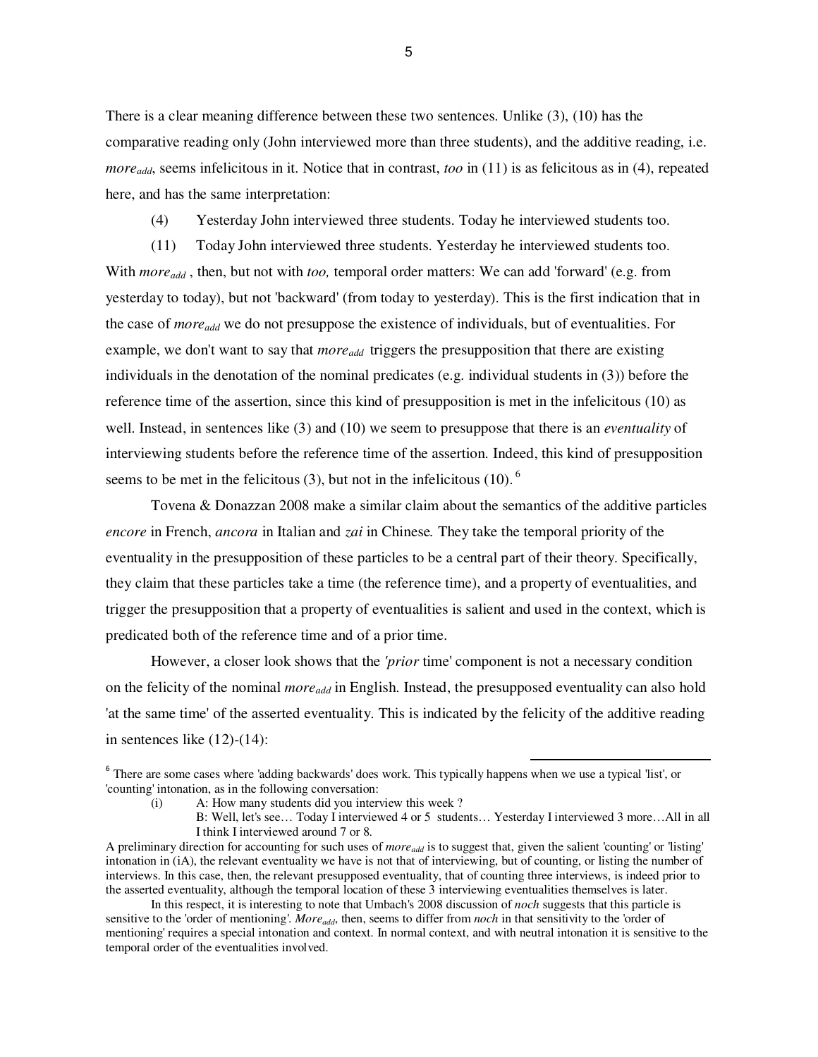There is a clear meaning difference between these two sentences. Unlike (3), (10) has the comparative reading only (John interviewed more than three students), and the additive reading, i.e. *more$_{add}$*, seems infelicitous in it. Notice that in contrast, *too* in (11) is as felicitous as in (4), repeated here, and has the same interpretation:

(4) Yesterday John interviewed three students. Today he interviewed students too.

(11) Today John interviewed three students. Yesterday he interviewed students too.

With *more$_{add}$* , then, but not with *too,* temporal order matters: We can add 'forward' (e.g. from yesterday to today), but not 'backward' (from today to yesterday). This is the first indication that in the case of *more$_{add}$* we do not presuppose the existence of individuals, but of eventualities. For example, we don't want to say that *more$_{add}$* triggers the presupposition that there are existing individuals in the denotation of the nominal predicates (e.g. individual students in (3)) before the reference time of the assertion, since this kind of presupposition is met in the infelicitous (10) as well. Instead, in sentences like (3) and (10) we seem to presuppose that there is an *eventuality* of interviewing students before the reference time of the assertion. Indeed, this kind of presupposition seems to be met in the felicitous (3), but not in the infelicitous (10).[6]

Tovena & Donazzan 2008 make a similar claim about the semantics of the additive particles *encore* in French, *ancora* in Italian and *zai* in Chinese. They take the temporal priority of the eventuality in the presupposition of these particles to be a central part of their theory. Specifically, they claim that these particles take a time (the reference time), and a property of eventualities, and trigger the presupposition that a property of eventualities is salient and used in the context, which is predicated both of the reference time and of a prior time.

However, a closer look shows that the *'prior* time' component is not a necessary condition on the felicity of the nominal *more$_{add}$* in English. Instead, the presupposed eventuality can also hold 'at the same time' of the asserted eventuality. This is indicated by the felicity of the additive reading in sentences like (12)-(14):

---

[6] There are some cases where 'adding backwards' does work. This typically happens when we use a typical 'list', or 'counting' intonation, as in the following conversation:

(i) A: How many students did you interview this week ?
B: Well, let's see… Today I interviewed 4 or 5 students… Yesterday I interviewed 3 more…All in all I think I interviewed around 7 or 8.

A preliminary direction for accounting for such uses of *more$_{add}$* is to suggest that, given the salient 'counting' or 'listing' intonation in (iA), the relevant eventuality we have is not that of interviewing, but of counting, or listing the number of interviews. In this case, then, the relevant presupposed eventuality, that of counting three interviews, is indeed prior to the asserted eventuality, although the temporal location of these 3 interviewing eventualities themselves is later.

In this respect, it is interesting to note that Umbach's 2008 discussion of *noch* suggests that this particle is sensitive to the 'order of mentioning'. *More$_{add}$*, then, seems to differ from *noch* in that sensitivity to the 'order of mentioning' requires a special intonation and context. In normal context, and with neutral intonation it is sensitive to the temporal order of the eventualities involved.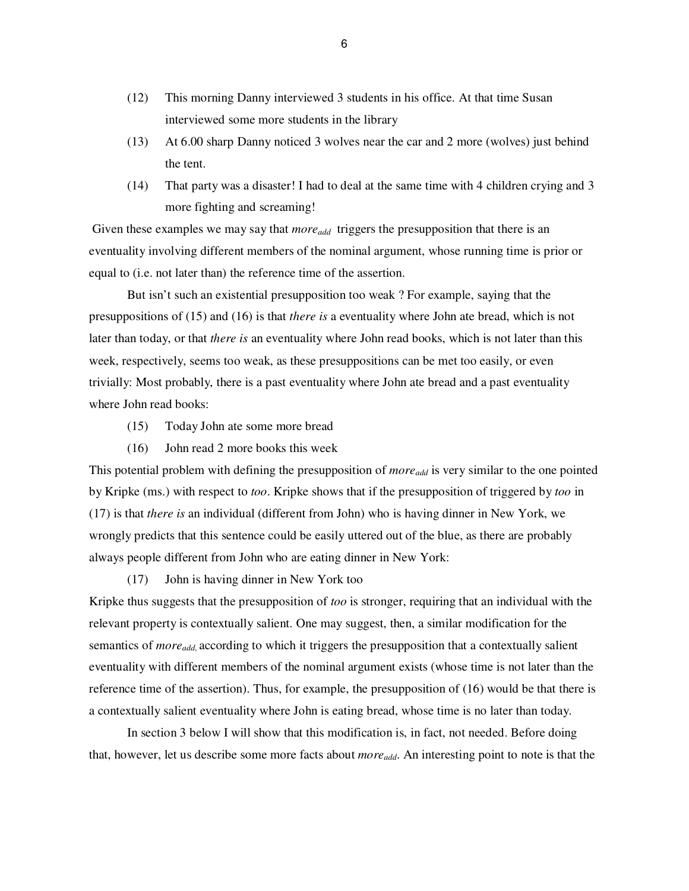(12) This morning Danny interviewed 3 students in his office. At that time Susan interviewed some more students in the library

(13) At 6.00 sharp Danny noticed 3 wolves near the car and 2 more (wolves) just behind the tent.

(14) That party was a disaster! I had to deal at the same time with 4 children crying and 3 more fighting and screaming!

Given these examples we may say that *more<sub>add</sub>* triggers the presupposition that there is an eventuality involving different members of the nominal argument, whose running time is prior or equal to (i.e. not later than) the reference time of the assertion.

But isn't such an existential presupposition too weak ? For example, saying that the presuppositions of (15) and (16) is that *there is* a eventuality where John ate bread, which is not later than today, or that *there is* an eventuality where John read books, which is not later than this week, respectively, seems too weak, as these presuppositions can be met too easily, or even trivially: Most probably, there is a past eventuality where John ate bread and a past eventuality where John read books:

(15) Today John ate some more bread

(16) John read 2 more books this week

This potential problem with defining the presupposition of *more<sub>add</sub>* is very similar to the one pointed by Kripke (ms.) with respect to *too*. Kripke shows that if the presupposition of triggered by *too* in (17) is that *there is* an individual (different from John) who is having dinner in New York, we wrongly predicts that this sentence could be easily uttered out of the blue, as there are probably always people different from John who are eating dinner in New York:

(17) John is having dinner in New York too

Kripke thus suggests that the presupposition of *too* is stronger, requiring that an individual with the relevant property is contextually salient. One may suggest, then, a similar modification for the semantics of *more<sub>add</sub>*, according to which it triggers the presupposition that a contextually salient eventuality with different members of the nominal argument exists (whose time is not later than the reference time of the assertion). Thus, for example, the presupposition of (16) would be that there is a contextually salient eventuality where John is eating bread, whose time is no later than today.

In section 3 below I will show that this modification is, in fact, not needed. Before doing that, however, let us describe some more facts about *more<sub>add</sub>*. An interesting point to note is that the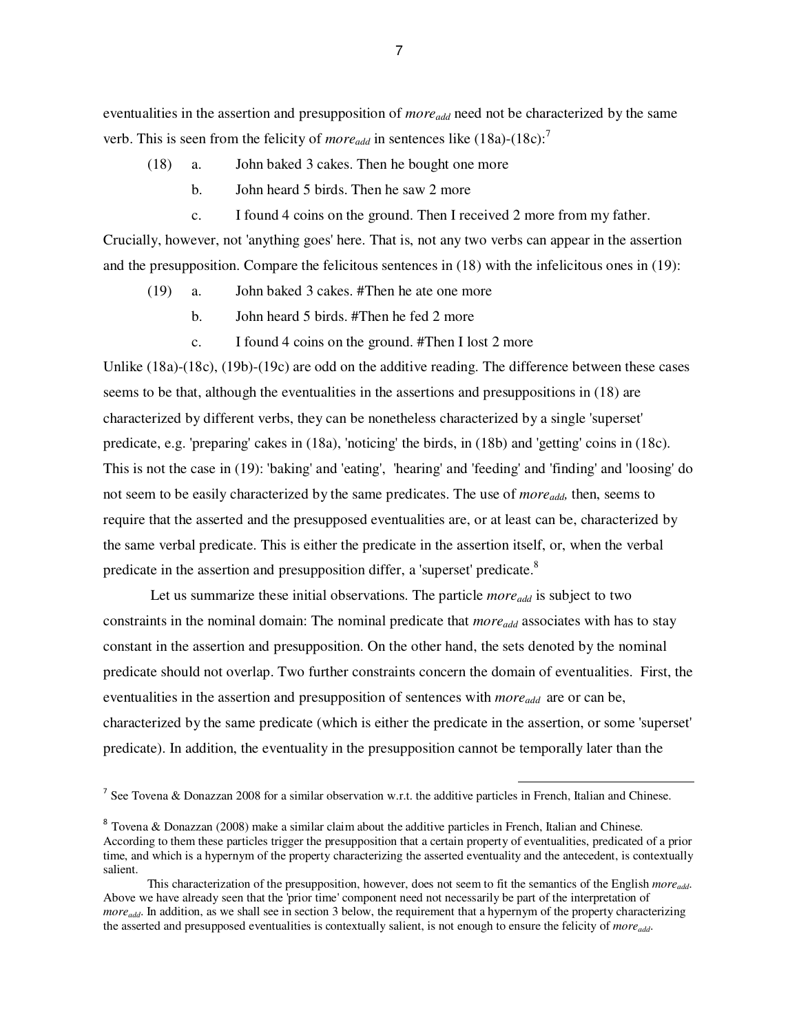eventualities in the assertion and presupposition of *more*$_{add}$ need not be characterized by the same verb. This is seen from the felicity of *more*$_{add}$ in sentences like (18a)-(18c):[7]

(18) a. John baked 3 cakes. Then he bought one more

b. John heard 5 birds. Then he saw 2 more

c. I found 4 coins on the ground. Then I received 2 more from my father.

Crucially, however, not 'anything goes' here. That is, not any two verbs can appear in the assertion and the presupposition. Compare the felicitous sentences in (18) with the infelicitous ones in (19):

(19) a. John baked 3 cakes. #Then he ate one more

b. John heard 5 birds. #Then he fed 2 more

c. I found 4 coins on the ground. #Then I lost 2 more

Unlike (18a)-(18c), (19b)-(19c) are odd on the additive reading. The difference between these cases seems to be that, although the eventualities in the assertions and presuppositions in (18) are characterized by different verbs, they can be nonetheless characterized by a single 'superset' predicate, e.g. 'preparing' cakes in (18a), 'noticing' the birds, in (18b) and 'getting' coins in (18c). This is not the case in (19): 'baking' and 'eating', 'hearing' and 'feeding' and 'finding' and 'loosing' do not seem to be easily characterized by the same predicates. The use of *more*$_{add}$, then, seems to require that the asserted and the presupposed eventualities are, or at least can be, characterized by the same verbal predicate. This is either the predicate in the assertion itself, or, when the verbal predicate in the assertion and presupposition differ, a 'superset' predicate.[8]

Let us summarize these initial observations. The particle *more*$_{add}$ is subject to two constraints in the nominal domain: The nominal predicate that *more*$_{add}$ associates with has to stay constant in the assertion and presupposition. On the other hand, the sets denoted by the nominal predicate should not overlap. Two further constraints concern the domain of eventualities. First, the eventualities in the assertion and presupposition of sentences with *more*$_{add}$ are or can be, characterized by the same predicate (which is either the predicate in the assertion, or some 'superset' predicate). In addition, the eventuality in the presupposition cannot be temporally later than the

---

[7] See Tovena & Donazzan 2008 for a similar observation w.r.t. the additive particles in French, Italian and Chinese.

[8] Tovena & Donazzan (2008) make a similar claim about the additive particles in French, Italian and Chinese. According to them these particles trigger the presupposition that a certain property of eventualities, predicated of a prior time, and which is a hypernym of the property characterizing the asserted eventuality and the antecedent, is contextually salient.

This characterization of the presupposition, however, does not seem to fit the semantics of the English *more*$_{add}$. Above we have already seen that the 'prior time' component need not necessarily be part of the interpretation of *more*$_{add}$. In addition, as we shall see in section 3 below, the requirement that a hypernym of the property characterizing the asserted and presupposed eventualities is contextually salient, is not enough to ensure the felicity of *more*$_{add}$.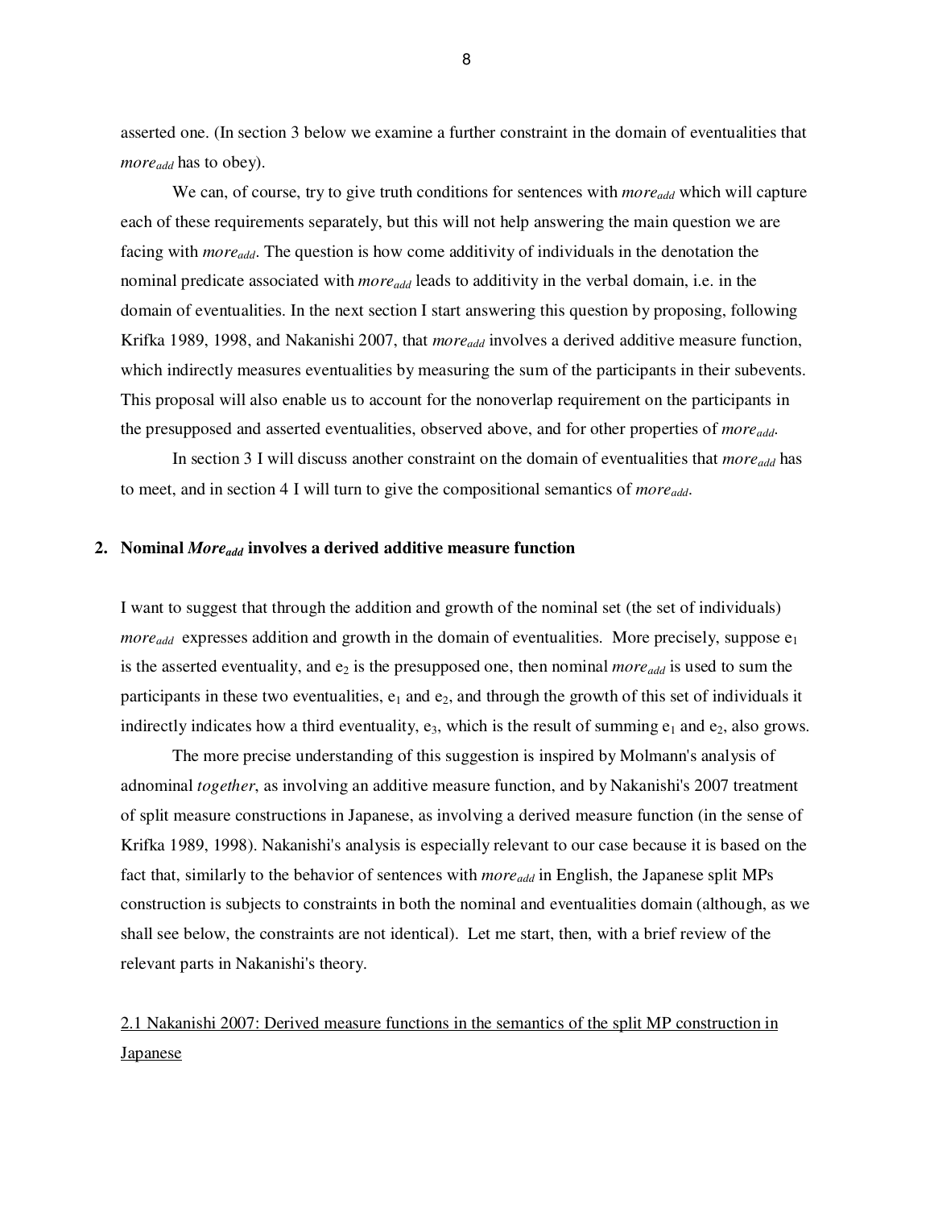asserted one. (In section 3 below we examine a further constraint in the domain of eventualities that *more*$_{add}$ has to obey).

We can, of course, try to give truth conditions for sentences with *more*$_{add}$ which will capture each of these requirements separately, but this will not help answering the main question we are facing with *more*$_{add}$. The question is how come additivity of individuals in the denotation the nominal predicate associated with *more*$_{add}$ leads to additivity in the verbal domain, i.e. in the domain of eventualities. In the next section I start answering this question by proposing, following Krifka 1989, 1998, and Nakanishi 2007, that *more*$_{add}$ involves a derived additive measure function, which indirectly measures eventualities by measuring the sum of the participants in their subevents. This proposal will also enable us to account for the nonoverlap requirement on the participants in the presupposed and asserted eventualities, observed above, and for other properties of *more*$_{add}$.

In section 3 I will discuss another constraint on the domain of eventualities that *more*$_{add}$ has to meet, and in section 4 I will turn to give the compositional semantics of *more*$_{add}$.

## 2. Nominal *More*$_{add}$ involves a derived additive measure function

I want to suggest that through the addition and growth of the nominal set (the set of individuals) *more*$_{add}$ expresses addition and growth in the domain of eventualities. More precisely, suppose $e_1$ is the asserted eventuality, and $e_2$ is the presupposed one, then nominal *more*$_{add}$ is used to sum the participants in these two eventualities, $e_1$ and $e_2$, and through the growth of this set of individuals it indirectly indicates how a third eventuality, $e_3$, which is the result of summing $e_1$ and $e_2$, also grows.

The more precise understanding of this suggestion is inspired by Molmann's analysis of adnominal *together*, as involving an additive measure function, and by Nakanishi's 2007 treatment of split measure constructions in Japanese, as involving a derived measure function (in the sense of Krifka 1989, 1998). Nakanishi's analysis is especially relevant to our case because it is based on the fact that, similarly to the behavior of sentences with *more*$_{add}$ in English, the Japanese split MPs construction is subjects to constraints in both the nominal and eventualities domain (although, as we shall see below, the constraints are not identical). Let me start, then, with a brief review of the relevant parts in Nakanishi's theory.

### 2.1 Nakanishi 2007: Derived measure functions in the semantics of the split MP construction in Japanese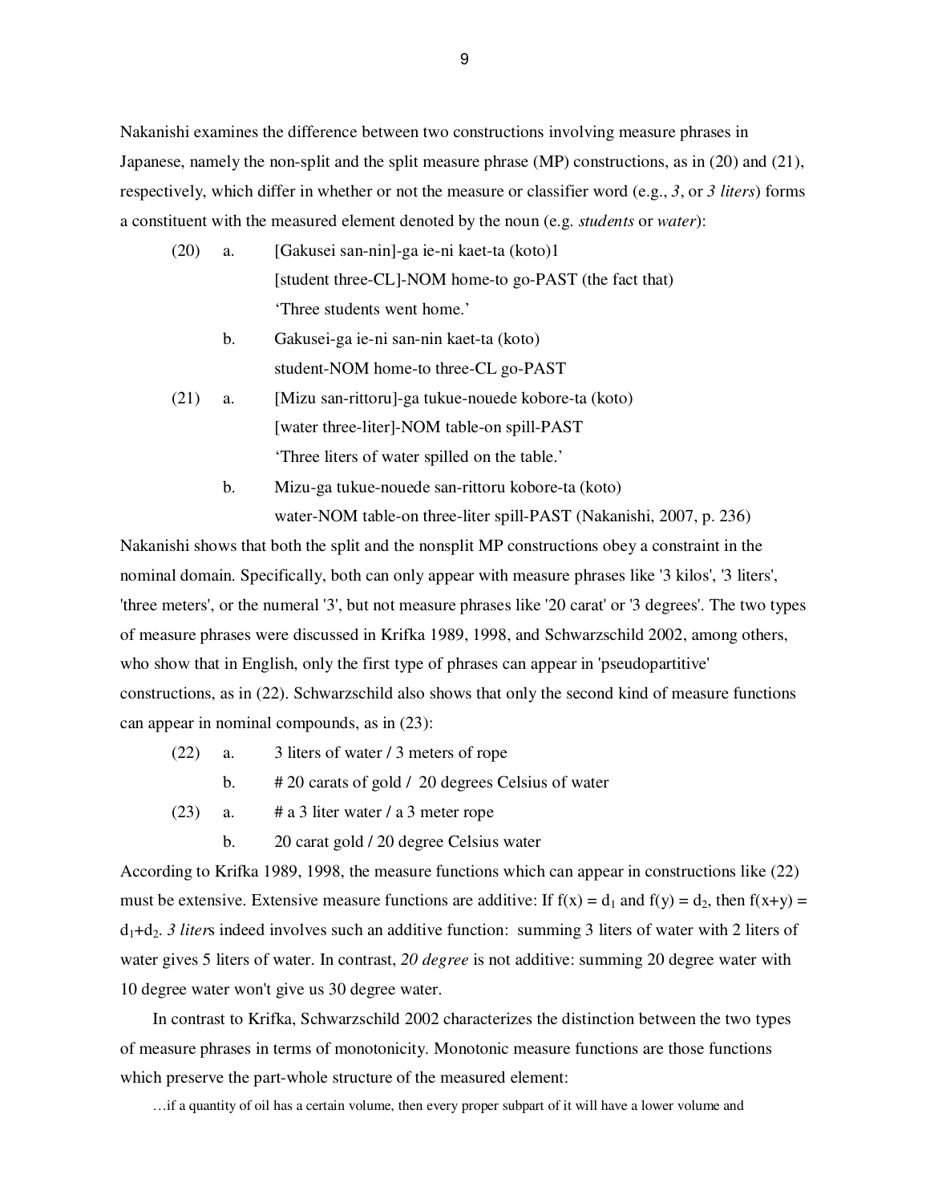Nakanishi examines the difference between two constructions involving measure phrases in Japanese, namely the non-split and the split measure phrase (MP) constructions, as in (20) and (21), respectively, which differ in whether or not the measure or classifier word (e.g., *3*, or *3 liters*) forms a constituent with the measured element denoted by the noun (e.g. *students* or *water*):

(20) a. [Gakusei san-nin]-ga ie-ni kaet-ta (koto)1
   [student three-CL]-NOM home-to go-PAST (the fact that)
   'Three students went home.'

  b. Gakusei-ga ie-ni san-nin kaet-ta (koto)
   student-NOM home-to three-CL go-PAST

(21) a. [Mizu san-rittoru]-ga tukue-nouede kobore-ta (koto)
   [water three-liter]-NOM table-on spill-PAST
   'Three liters of water spilled on the table.'

  b. Mizu-ga tukue-nouede san-rittoru kobore-ta (koto)
   water-NOM table-on three-liter spill-PAST (Nakanishi, 2007, p. 236)

Nakanishi shows that both the split and the nonsplit MP constructions obey a constraint in the nominal domain. Specifically, both can only appear with measure phrases like '3 kilos', '3 liters', 'three meters', or the numeral '3', but not measure phrases like '20 carat' or '3 degrees'. The two types of measure phrases were discussed in Krifka 1989, 1998, and Schwarzschild 2002, among others, who show that in English, only the first type of phrases can appear in 'pseudopartitive' constructions, as in (22). Schwarzschild also shows that only the second kind of measure functions can appear in nominal compounds, as in (23):

(22) a. 3 liters of water / 3 meters of rope

  b. # 20 carats of gold / 20 degrees Celsius of water

(23) a. # a 3 liter water / a 3 meter rope

  b. 20 carat gold / 20 degree Celsius water

According to Krifka 1989, 1998, the measure functions which can appear in constructions like (22) must be extensive. Extensive measure functions are additive: If $f(x) = d_1$ and $f(y) = d_2$, then $f(x+y) = d_1+d_2$. *3 liter*s indeed involves such an additive function: summing 3 liters of water with 2 liters of water gives 5 liters of water. In contrast, *20 degree* is not additive: summing 20 degree water with 10 degree water won't give us 30 degree water.

In contrast to Krifka, Schwarzschild 2002 characterizes the distinction between the two types of measure phrases in terms of monotonicity. Monotonic measure functions are those functions which preserve the part-whole structure of the measured element:

…if a quantity of oil has a certain volume, then every proper subpart of it will have a lower volume and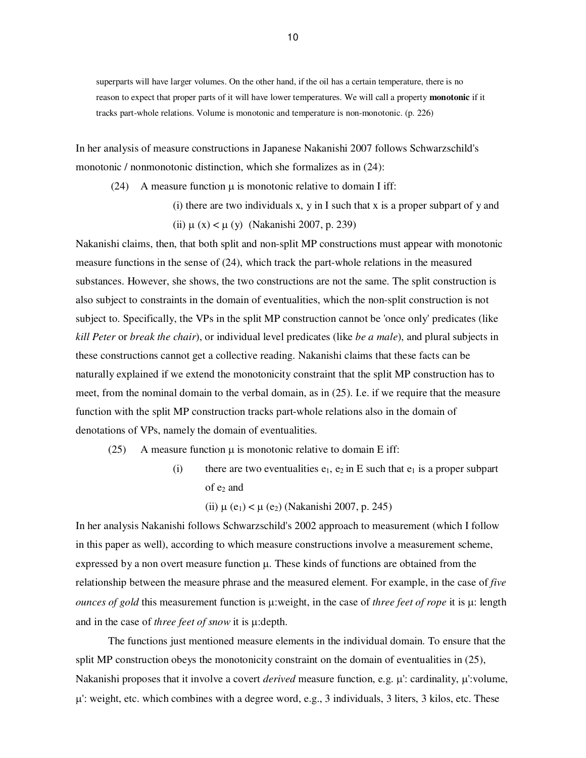> superparts will have larger volumes. On the other hand, if the oil has a certain temperature, there is no reason to expect that proper parts of it will have lower temperatures. We will call a property **monotonic** if it tracks part-whole relations. Volume is monotonic and temperature is non-monotonic. (p. 226)

In her analysis of measure constructions in Japanese Nakanishi 2007 follows Schwarzschild's monotonic / nonmonotonic distinction, which she formalizes as in (24):

(24) A measure function $\mu$ is monotonic relative to domain I iff:

(i) there are two individuals x, y in I such that x is a proper subpart of y and

(ii) $\mu(x) < \mu(y)$ (Nakanishi 2007, p. 239)

Nakanishi claims, then, that both split and non-split MP constructions must appear with monotonic measure functions in the sense of (24), which track the part-whole relations in the measured substances. However, she shows, the two constructions are not the same. The split construction is also subject to constraints in the domain of eventualities, which the non-split construction is not subject to. Specifically, the VPs in the split MP construction cannot be 'once only' predicates (like *kill Peter* or *break the chair*), or individual level predicates (like *be a male*), and plural subjects in these constructions cannot get a collective reading. Nakanishi claims that these facts can be naturally explained if we extend the monotonicity constraint that the split MP construction has to meet, from the nominal domain to the verbal domain, as in (25). I.e. if we require that the measure function with the split MP construction tracks part-whole relations also in the domain of denotations of VPs, namely the domain of eventualities.

(25) A measure function $\mu$ is monotonic relative to domain E iff:

(i) there are two eventualities $e_1$, $e_2$ in E such that $e_1$ is a proper subpart of $e_2$ and

(ii) $\mu(e_1) < \mu(e_2)$ (Nakanishi 2007, p. 245)

In her analysis Nakanishi follows Schwarzschild's 2002 approach to measurement (which I follow in this paper as well), according to which measure constructions involve a measurement scheme, expressed by a non overt measure function $\mu$. These kinds of functions are obtained from the relationship between the measure phrase and the measured element. For example, in the case of *five ounces of gold* this measurement function is $\mu$:weight, in the case of *three feet of rope* it is $\mu$: length and in the case of *three feet of snow* it is $\mu$:depth.

The functions just mentioned measure elements in the individual domain. To ensure that the split MP construction obeys the monotonicity constraint on the domain of eventualities in (25), Nakanishi proposes that it involve a covert *derived* measure function, e.g. $\mu'$: cardinality, $\mu'$:volume, $\mu'$: weight, etc. which combines with a degree word, e.g., 3 individuals, 3 liters, 3 kilos, etc. These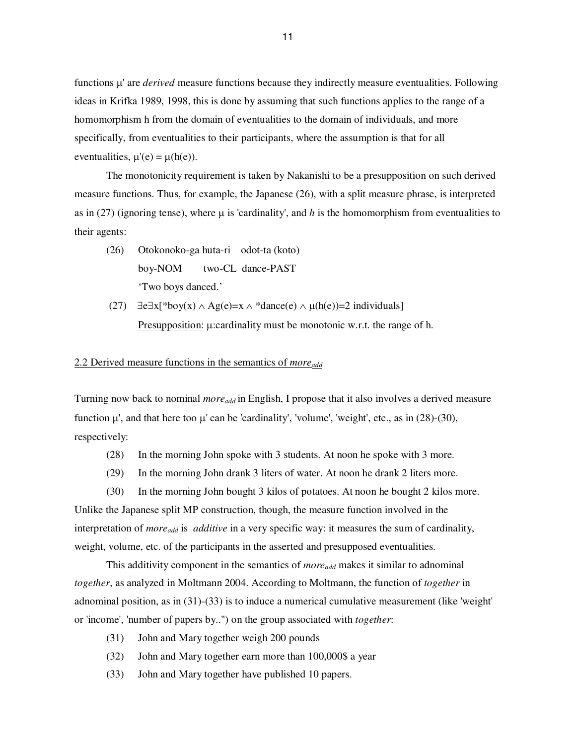functions μ' are *derived* measure functions because they indirectly measure eventualities. Following ideas in Krifka 1989, 1998, this is done by assuming that such functions applies to the range of a homomorphism h from the domain of eventualities to the domain of individuals, and more specifically, from eventualities to their participants, where the assumption is that for all eventualities, $\mu'(e) = \mu(h(e))$.

The monotonicity requirement is taken by Nakanishi to be a presupposition on such derived measure functions. Thus, for example, the Japanese (26), with a split measure phrase, is interpreted as in (27) (ignoring tense), where μ is 'cardinality', and *h* is the homomorphism from eventualities to their agents:

(26) Otokonoko-ga huta-ri odot-ta (koto)
boy-NOM two-CL dance-PAST
'Two boys danced.'

(27) $\exists e \exists x[{}^{*}boy(x) \wedge Ag(e)=x \wedge {}^{*}dance(e) \wedge \mu(h(e))=2 \text{ individuals}]$
Presupposition: μ:cardinality must be monotonic w.r.t. the range of h.

## 2.2 Derived measure functions in the semantics of *more*$_{add}$

Turning now back to nominal *more*$_{add}$ in English, I propose that it also involves a derived measure function μ', and that here too μ' can be 'cardinality', 'volume', 'weight', etc., as in (28)-(30), respectively:

(28) In the morning John spoke with 3 students. At noon he spoke with 3 more.

(29) In the morning John drank 3 liters of water. At noon he drank 2 liters more.

(30) In the morning John bought 3 kilos of potatoes. At noon he bought 2 kilos more.

Unlike the Japanese split MP construction, though, the measure function involved in the interpretation of *more*$_{add}$ is *additive* in a very specific way: it measures the sum of cardinality, weight, volume, etc. of the participants in the asserted and presupposed eventualities.

This additivity component in the semantics of *more*$_{add}$ makes it similar to adnominal *together*, as analyzed in Moltmann 2004. According to Moltmann, the function of *together* in adnominal position, as in (31)-(33) is to induce a numerical cumulative measurement (like 'weight' or 'income', 'number of papers by..") on the group associated with *together*:

(31) John and Mary together weigh 200 pounds

(32) John and Mary together earn more than 100,000$ a year

(33) John and Mary together have published 10 papers.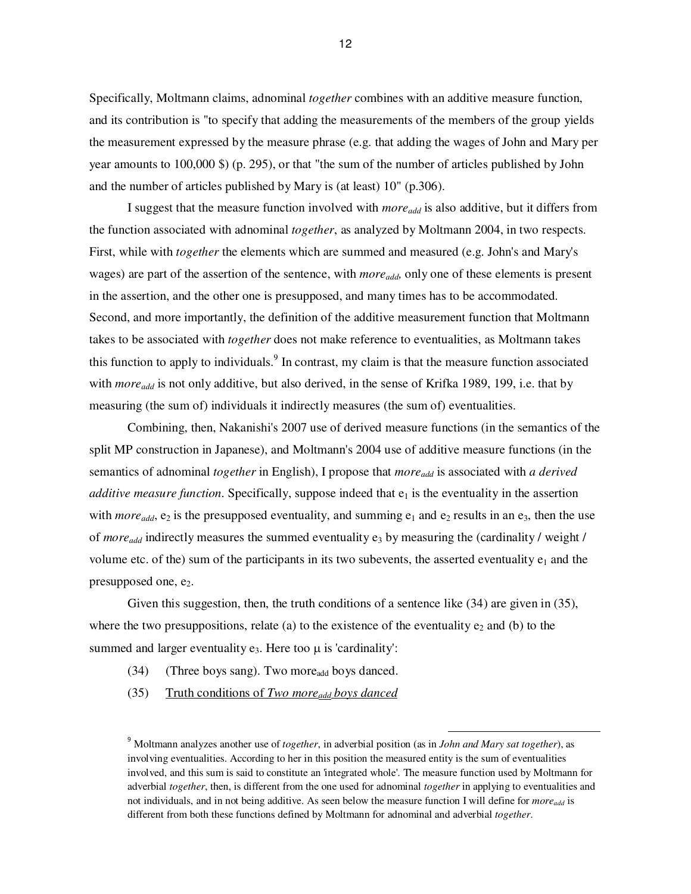Specifically, Moltmann claims, adnominal *together* combines with an additive measure function, and its contribution is "to specify that adding the measurements of the members of the group yields the measurement expressed by the measure phrase (e.g. that adding the wages of John and Mary per year amounts to 100,000 $) (p. 295), or that "the sum of the number of articles published by John and the number of articles published by Mary is (at least) 10" (p.306).

I suggest that the measure function involved with *more*$_{add}$ is also additive, but it differs from the function associated with adnominal *together*, as analyzed by Moltmann 2004, in two respects. First, while with *together* the elements which are summed and measured (e.g. John's and Mary's wages) are part of the assertion of the sentence, with *more*$_{add}$, only one of these elements is present in the assertion, and the other one is presupposed, and many times has to be accommodated. Second, and more importantly, the definition of the additive measurement function that Moltmann takes to be associated with *together* does not make reference to eventualities, as Moltmann takes this function to apply to individuals.[9] In contrast, my claim is that the measure function associated with *more*$_{add}$ is not only additive, but also derived, in the sense of Krifka 1989, 199, i.e. that by measuring (the sum of) individuals it indirectly measures (the sum of) eventualities.

Combining, then, Nakanishi's 2007 use of derived measure functions (in the semantics of the split MP construction in Japanese), and Moltmann's 2004 use of additive measure functions (in the semantics of adnominal *together* in English), I propose that *more*$_{add}$ is associated with *a derived additive measure function*. Specifically, suppose indeed that $e_1$ is the eventuality in the assertion with *more*$_{add}$, $e_2$ is the presupposed eventuality, and summing $e_1$ and $e_2$ results in an $e_3$, then the use of *more*$_{add}$ indirectly measures the summed eventuality $e_3$ by measuring the (cardinality / weight / volume etc. of the) sum of the participants in its two subevents, the asserted eventuality $e_1$ and the presupposed one, $e_2$.

Given this suggestion, then, the truth conditions of a sentence like (34) are given in (35), where the two presuppositions, relate (a) to the existence of the eventuality $e_2$ and (b) to the summed and larger eventuality $e_3$. Here too $\mu$ is 'cardinality':

(34) (Three boys sang). Two more$_{add}$ boys danced.

(35) <u>Truth conditions of *Two more*$_{add}$ *boys danced*</u>

---

[9] Moltmann analyzes another use of *together*, in adverbial position (as in *John and Mary sat together*), as involving eventualities. According to her in this position the measured entity is the sum of eventualities involved, and this sum is said to constitute an 'integrated whole'. The measure function used by Moltmann for adverbial *together*, then, is different from the one used for adnominal *together* in applying to eventualities and not individuals, and in not being additive. As seen below the measure function I will define for *more*$_{add}$ is different from both these functions defined by Moltmann for adnominal and adverbial *together*.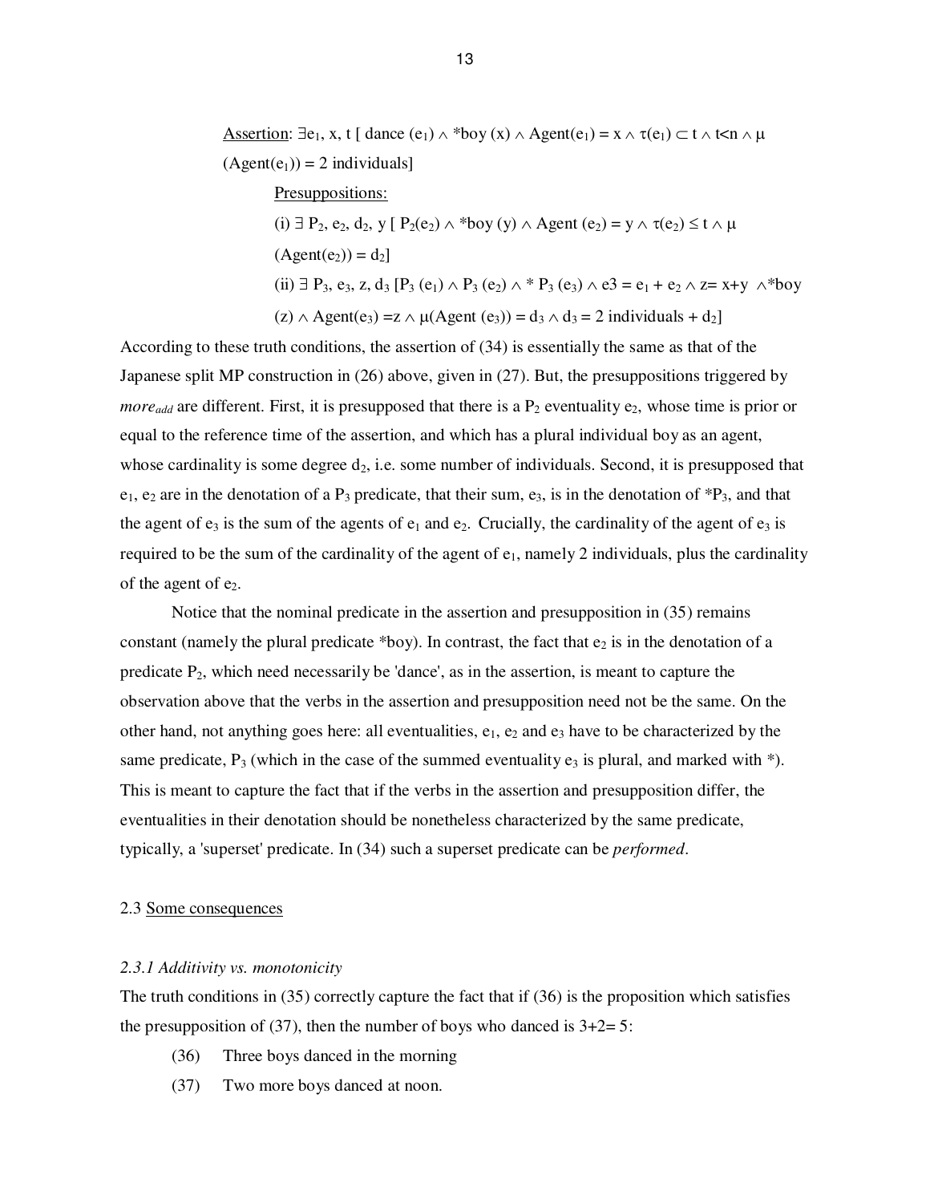<u>Assertion</u>: $\exists e_1, x, t$ [ dance $(e_1) \wedge {}^*$boy $(x) \wedge$ Agent$(e_1) = x \wedge \tau(e_1) \subset t \wedge t<n \wedge \mu$ (Agent$(e_1)$) = 2 individuals]

<u>Presuppositions:</u>

(i) $\exists P_2, e_2, d_2, y$ [ $P_2(e_2) \wedge {}^*$boy $(y) \wedge$ Agent $(e_2) = y \wedge \tau(e_2) \leq t \wedge \mu$ (Agent$(e_2)$) = $d_2$]

(ii) $\exists P_3, e_3, z, d_3$ [$P_3$ $(e_1) \wedge P_3$ $(e_2) \wedge {}^*$ $P_3$ $(e_3) \wedge$ e3 = $e_1 + e_2 \wedge z= x+y \wedge {}^*$boy $(z) \wedge$ Agent$(e_3)$ =z $\wedge$ $\mu$(Agent $(e_3)$) = $d_3 \wedge d_3$ = 2 individuals + $d_2$]

According to these truth conditions, the assertion of (34) is essentially the same as that of the Japanese split MP construction in (26) above, given in (27). But, the presuppositions triggered by *more*$_{add}$ are different. First, it is presupposed that there is a $P_2$ eventuality $e_2$, whose time is prior or equal to the reference time of the assertion, and which has a plural individual boy as an agent, whose cardinality is some degree $d_2$, i.e. some number of individuals. Second, it is presupposed that $e_1$, $e_2$ are in the denotation of a $P_3$ predicate, that their sum, $e_3$, is in the denotation of $^*P_3$, and that the agent of $e_3$ is the sum of the agents of $e_1$ and $e_2$. Crucially, the cardinality of the agent of $e_3$ is required to be the sum of the cardinality of the agent of $e_1$, namely 2 individuals, plus the cardinality of the agent of $e_2$.

Notice that the nominal predicate in the assertion and presupposition in (35) remains constant (namely the plural predicate *boy). In contrast, the fact that $e_2$ is in the denotation of a predicate $P_2$, which need necessarily be 'dance', as in the assertion, is meant to capture the observation above that the verbs in the assertion and presupposition need not be the same. On the other hand, not anything goes here: all eventualities, $e_1$, $e_2$ and $e_3$ have to be characterized by the same predicate, $P_3$ (which in the case of the summed eventuality $e_3$ is plural, and marked with *). This is meant to capture the fact that if the verbs in the assertion and presupposition differ, the eventualities in their denotation should be nonetheless characterized by the same predicate, typically, a 'superset' predicate. In (34) such a superset predicate can be *performed*.

## 2.3 <u>Some consequences</u>

### *2.3.1 Additivity vs. monotonicity*

The truth conditions in (35) correctly capture the fact that if (36) is the proposition which satisfies the presupposition of (37), then the number of boys who danced is 3+2= 5:

(36) Three boys danced in the morning

(37) Two more boys danced at noon.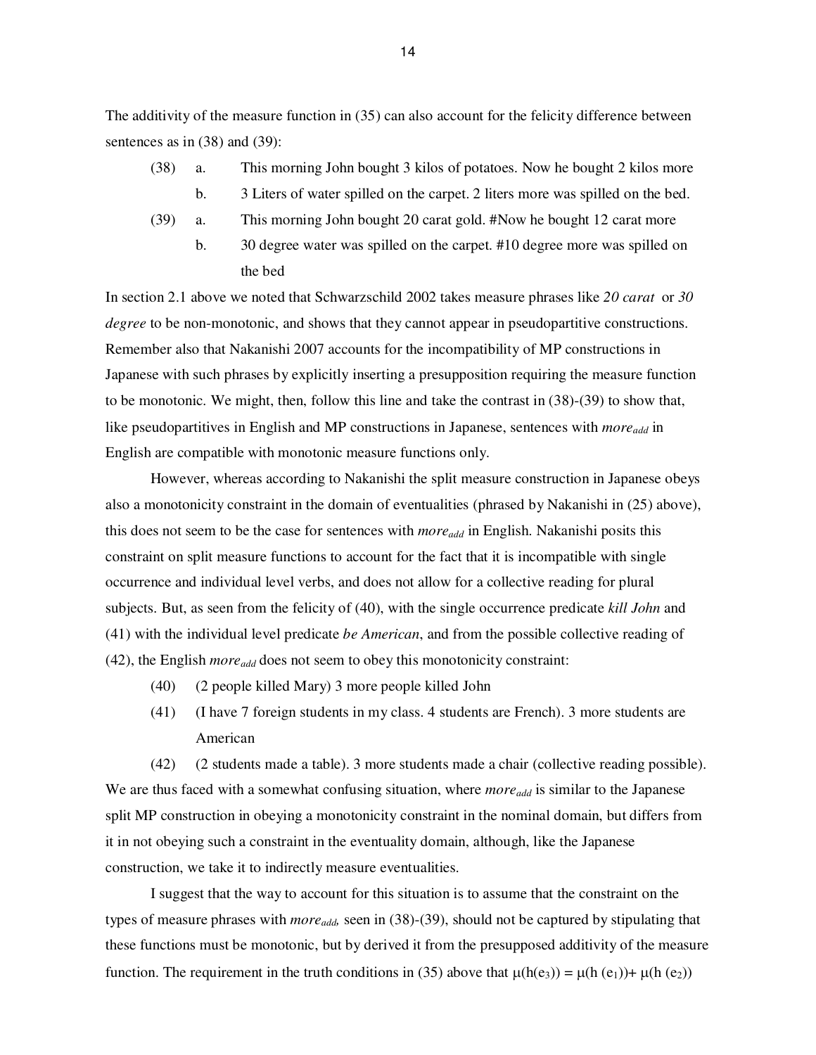The additivity of the measure function in (35) can also account for the felicity difference between sentences as in (38) and (39):

(38) a. This morning John bought 3 kilos of potatoes. Now he bought 2 kilos more

b. 3 Liters of water spilled on the carpet. 2 liters more was spilled on the bed.

(39) a. This morning John bought 20 carat gold. #Now he bought 12 carat more

b. 30 degree water was spilled on the carpet. #10 degree more was spilled on the bed

In section 2.1 above we noted that Schwarzschild 2002 takes measure phrases like *20 carat* or *30 degree* to be non-monotonic, and shows that they cannot appear in pseudopartitive constructions. Remember also that Nakanishi 2007 accounts for the incompatibility of MP constructions in Japanese with such phrases by explicitly inserting a presupposition requiring the measure function to be monotonic. We might, then, follow this line and take the contrast in (38)-(39) to show that, like pseudopartitives in English and MP constructions in Japanese, sentences with *more$_{add}$* in English are compatible with monotonic measure functions only.

However, whereas according to Nakanishi the split measure construction in Japanese obeys also a monotonicity constraint in the domain of eventualities (phrased by Nakanishi in (25) above), this does not seem to be the case for sentences with *more$_{add}$* in English. Nakanishi posits this constraint on split measure functions to account for the fact that it is incompatible with single occurrence and individual level verbs, and does not allow for a collective reading for plural subjects. But, as seen from the felicity of (40), with the single occurrence predicate *kill John* and (41) with the individual level predicate *be American*, and from the possible collective reading of (42), the English *more$_{add}$* does not seem to obey this monotonicity constraint:

(40) (2 people killed Mary) 3 more people killed John

(41) (I have 7 foreign students in my class. 4 students are French). 3 more students are American

(42) (2 students made a table). 3 more students made a chair (collective reading possible).

We are thus faced with a somewhat confusing situation, where *more$_{add}$* is similar to the Japanese split MP construction in obeying a monotonicity constraint in the nominal domain, but differs from it in not obeying such a constraint in the eventuality domain, although, like the Japanese construction, we take it to indirectly measure eventualities.

I suggest that the way to account for this situation is to assume that the constraint on the types of measure phrases with *more$_{add}$,* seen in (38)-(39), should not be captured by stipulating that these functions must be monotonic, but by derived it from the presupposed additivity of the measure function. The requirement in the truth conditions in (35) above that $\mu(h(e_3)) = \mu(h(e_1)) + \mu(h(e_2))$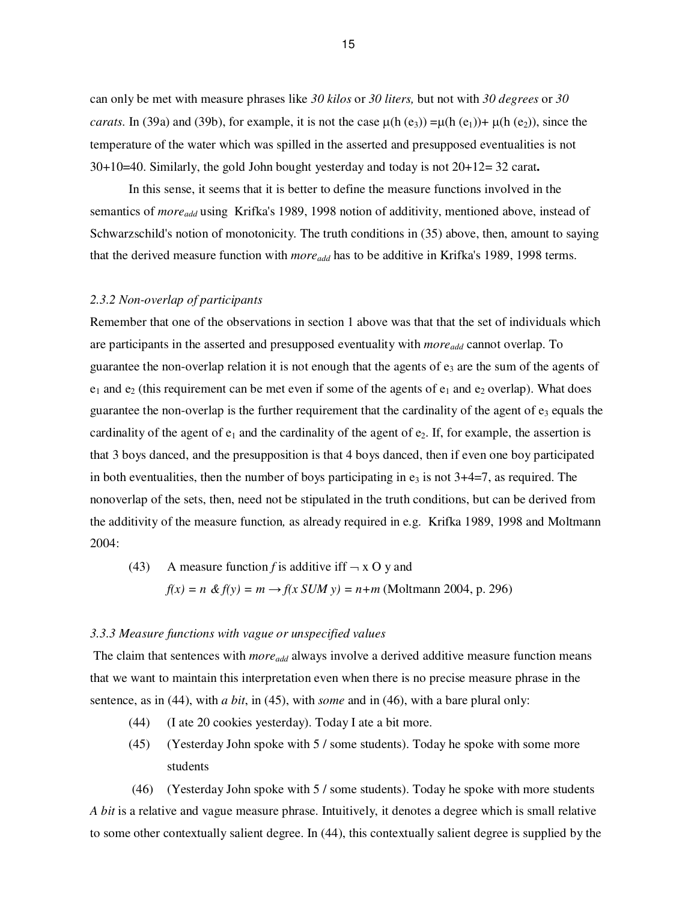can only be met with measure phrases like *30 kilos* or *30 liters,* but not with *30 degrees* or *30 carats*. In (39a) and (39b), for example, it is not the case $\mu(h(e_3)) = \mu(h(e_1)) + \mu(h(e_2))$, since the temperature of the water which was spilled in the asserted and presupposed eventualities is not 30+10=40. Similarly, the gold John bought yesterday and today is not 20+12= 32 carat**.**

In this sense, it seems that it is better to define the measure functions involved in the semantics of *more$_{add}$* using Krifka's 1989, 1998 notion of additivity, mentioned above, instead of Schwarzschild's notion of monotonicity. The truth conditions in (35) above, then, amount to saying that the derived measure function with *more$_{add}$* has to be additive in Krifka's 1989, 1998 terms.

*2.3.2 Non-overlap of participants*

Remember that one of the observations in section 1 above was that that the set of individuals which are participants in the asserted and presupposed eventuality with *more$_{add}$* cannot overlap. To guarantee the non-overlap relation it is not enough that the agents of $e_3$ are the sum of the agents of $e_1$ and $e_2$ (this requirement can be met even if some of the agents of $e_1$ and $e_2$ overlap). What does guarantee the non-overlap is the further requirement that the cardinality of the agent of $e_3$ equals the cardinality of the agent of $e_1$ and the cardinality of the agent of $e_2$. If, for example, the assertion is that 3 boys danced, and the presupposition is that 4 boys danced, then if even one boy participated in both eventualities, then the number of boys participating in $e_3$ is not 3+4=7, as required. The nonoverlap of the sets, then, need not be stipulated in the truth conditions, but can be derived from the additivity of the measure function*,* as already required in e.g. Krifka 1989, 1998 and Moltmann 2004:

(43) A measure function *f* is additive iff $\neg$ x O y and
$f(x) = n \;\&\; f(y) = m \rightarrow f(x\ SUM\ y) = n+m$ (Moltmann 2004, p. 296)

*3.3.3 Measure functions with vague or unspecified values*

The claim that sentences with *more$_{add}$* always involve a derived additive measure function means that we want to maintain this interpretation even when there is no precise measure phrase in the sentence, as in (44), with *a bit*, in (45), with *some* and in (46), with a bare plural only:

(44) (I ate 20 cookies yesterday). Today I ate a bit more.

(45) (Yesterday John spoke with 5 / some students). Today he spoke with some more students

(46) (Yesterday John spoke with 5 / some students). Today he spoke with more students

*A bit* is a relative and vague measure phrase. Intuitively, it denotes a degree which is small relative to some other contextually salient degree. In (44), this contextually salient degree is supplied by the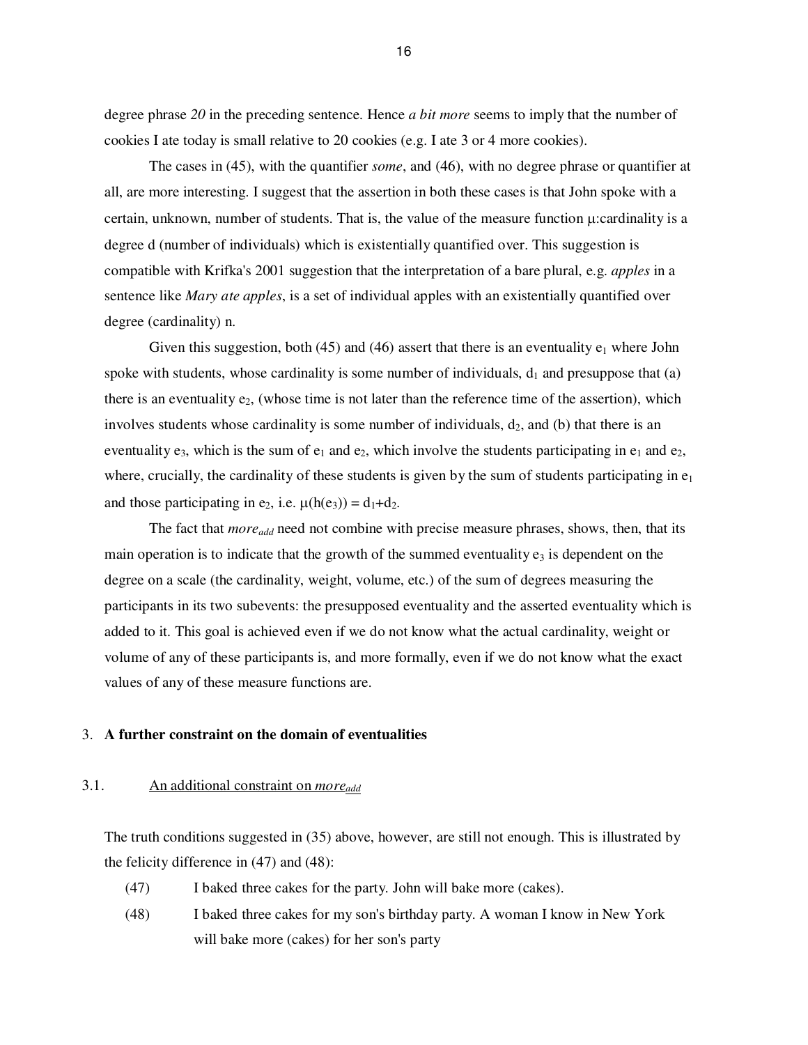degree phrase *20* in the preceding sentence. Hence *a bit more* seems to imply that the number of cookies I ate today is small relative to 20 cookies (e.g. I ate 3 or 4 more cookies).

The cases in (45), with the quantifier *some*, and (46), with no degree phrase or quantifier at all, are more interesting. I suggest that the assertion in both these cases is that John spoke with a certain, unknown, number of students. That is, the value of the measure function μ:cardinality is a degree d (number of individuals) which is existentially quantified over. This suggestion is compatible with Krifka's 2001 suggestion that the interpretation of a bare plural, e.g. *apples* in a sentence like *Mary ate apples*, is a set of individual apples with an existentially quantified over degree (cardinality) n.

Given this suggestion, both (45) and (46) assert that there is an eventuality $e_1$ where John spoke with students, whose cardinality is some number of individuals, $d_1$ and presuppose that (a) there is an eventuality $e_2$, (whose time is not later than the reference time of the assertion), which involves students whose cardinality is some number of individuals, $d_2$, and (b) that there is an eventuality $e_3$, which is the sum of $e_1$ and $e_2$, which involve the students participating in $e_1$ and $e_2$, where, crucially, the cardinality of these students is given by the sum of students participating in $e_1$ and those participating in $e_2$, i.e. $\mu(h(e_3)) = d_1+d_2$.

The fact that *more*$_{add}$ need not combine with precise measure phrases, shows, then, that its main operation is to indicate that the growth of the summed eventuality $e_3$ is dependent on the degree on a scale (the cardinality, weight, volume, etc.) of the sum of degrees measuring the participants in its two subevents: the presupposed eventuality and the asserted eventuality which is added to it. This goal is achieved even if we do not know what the actual cardinality, weight or volume of any of these participants is, and more formally, even if we do not know what the exact values of any of these measure functions are.

## 3. A further constraint on the domain of eventualities

### 3.1. An additional constraint on *more*$_{add}$

The truth conditions suggested in (35) above, however, are still not enough. This is illustrated by the felicity difference in (47) and (48):

(47) I baked three cakes for the party. John will bake more (cakes).

(48) I baked three cakes for my son's birthday party. A woman I know in New York will bake more (cakes) for her son's party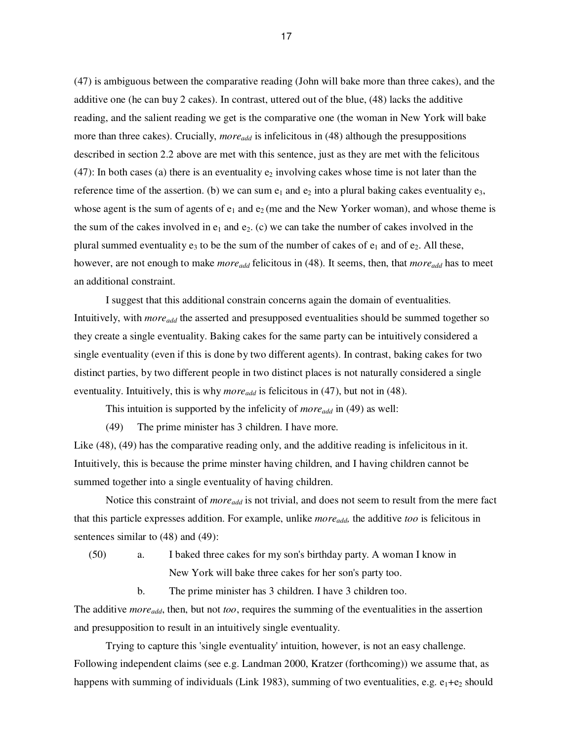(47) is ambiguous between the comparative reading (John will bake more than three cakes), and the additive one (he can buy 2 cakes). In contrast, uttered out of the blue, (48) lacks the additive reading, and the salient reading we get is the comparative one (the woman in New York will bake more than three cakes). Crucially, *more*$_{add}$ is infelicitous in (48) although the presuppositions described in section 2.2 above are met with this sentence, just as they are met with the felicitous (47): In both cases (a) there is an eventuality $e_2$ involving cakes whose time is not later than the reference time of the assertion. (b) we can sum $e_1$ and $e_2$ into a plural baking cakes eventuality $e_3$, whose agent is the sum of agents of $e_1$ and $e_2$ (me and the New Yorker woman), and whose theme is the sum of the cakes involved in $e_1$ and $e_2$. (c) we can take the number of cakes involved in the plural summed eventuality $e_3$ to be the sum of the number of cakes of $e_1$ and of $e_2$. All these, however, are not enough to make *more*$_{add}$ felicitous in (48). It seems, then, that *more*$_{add}$ has to meet an additional constraint.

I suggest that this additional constrain concerns again the domain of eventualities. Intuitively, with *more*$_{add}$ the asserted and presupposed eventualities should be summed together so they create a single eventuality. Baking cakes for the same party can be intuitively considered a single eventuality (even if this is done by two different agents). In contrast, baking cakes for two distinct parties, by two different people in two distinct places is not naturally considered a single eventuality. Intuitively, this is why *more*$_{add}$ is felicitous in (47), but not in (48).

This intuition is supported by the infelicity of *more*$_{add}$ in (49) as well:

(49) The prime minister has 3 children. I have more.

Like (48), (49) has the comparative reading only, and the additive reading is infelicitous in it. Intuitively, this is because the prime minster having children, and I having children cannot be summed together into a single eventuality of having children.

Notice this constraint of *more*$_{add}$ is not trivial, and does not seem to result from the mere fact that this particle expresses addition. For example, unlike *more*$_{add}$, the additive *too* is felicitous in sentences similar to (48) and (49):

(50) a. I baked three cakes for my son's birthday party. A woman I know in New York will bake three cakes for her son's party too.

b. The prime minister has 3 children. I have 3 children too.

The additive *more*$_{add}$, then, but not *too*, requires the summing of the eventualities in the assertion and presupposition to result in an intuitively single eventuality.

Trying to capture this 'single eventuality' intuition, however, is not an easy challenge. Following independent claims (see e.g. Landman 2000, Kratzer (forthcoming)) we assume that, as happens with summing of individuals (Link 1983), summing of two eventualities, e.g. $e_1$+$e_2$ should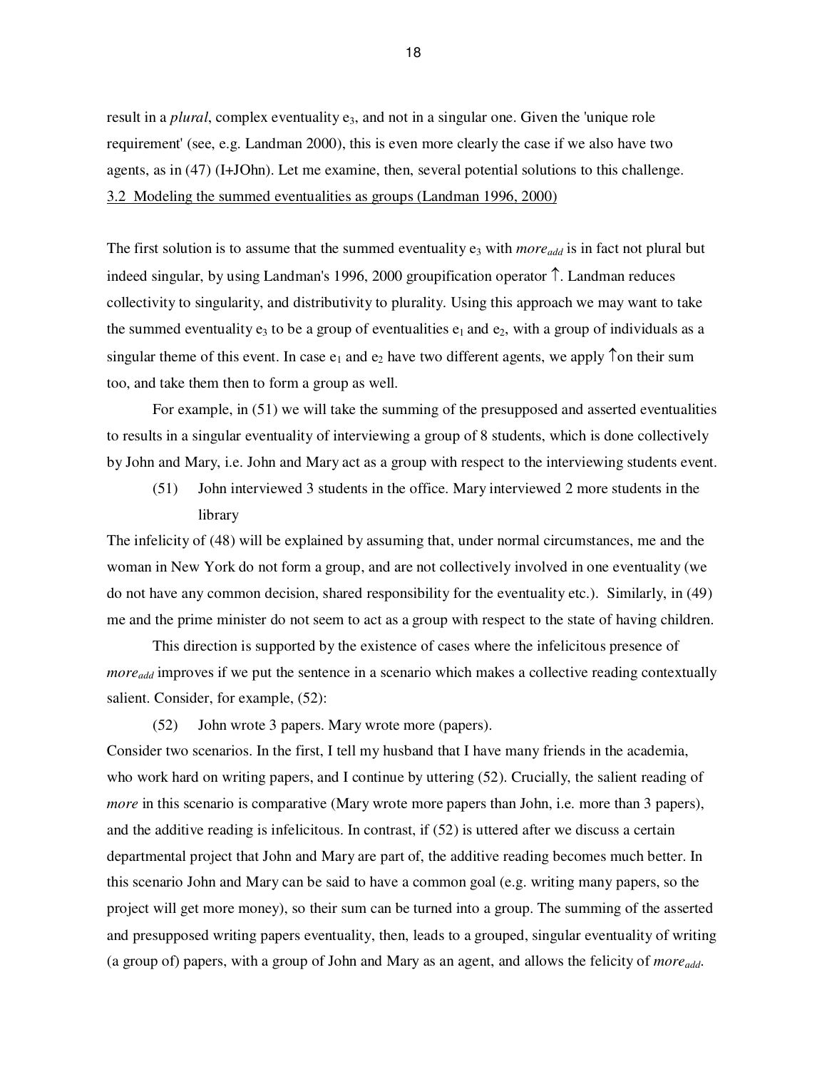result in a *plural*, complex eventuality $e_3$, and not in a singular one. Given the 'unique role requirement' (see, e.g. Landman 2000), this is even more clearly the case if we also have two agents, as in (47) (I+JOhn). Let me examine, then, several potential solutions to this challenge.

### 3.2 Modeling the summed eventualities as groups (Landman 1996, 2000)

The first solution is to assume that the summed eventuality $e_3$ with $more_{add}$ is in fact not plural but indeed singular, by using Landman's 1996, 2000 groupification operator ↑. Landman reduces collectivity to singularity, and distributivity to plurality. Using this approach we may want to take the summed eventuality $e_3$ to be a group of eventualities $e_1$ and $e_2$, with a group of individuals as a singular theme of this event. In case $e_1$ and $e_2$ have two different agents, we apply ↑on their sum too, and take them then to form a group as well.

For example, in (51) we will take the summing of the presupposed and asserted eventualities to results in a singular eventuality of interviewing a group of 8 students, which is done collectively by John and Mary, i.e. John and Mary act as a group with respect to the interviewing students event.

(51) John interviewed 3 students in the office. Mary interviewed 2 more students in the library

The infelicity of (48) will be explained by assuming that, under normal circumstances, me and the woman in New York do not form a group, and are not collectively involved in one eventuality (we do not have any common decision, shared responsibility for the eventuality etc.). Similarly, in (49) me and the prime minister do not seem to act as a group with respect to the state of having children.

This direction is supported by the existence of cases where the infelicitous presence of $more_{add}$ improves if we put the sentence in a scenario which makes a collective reading contextually salient. Consider, for example, (52):

(52) John wrote 3 papers. Mary wrote more (papers).

Consider two scenarios. In the first, I tell my husband that I have many friends in the academia, who work hard on writing papers, and I continue by uttering (52). Crucially, the salient reading of *more* in this scenario is comparative (Mary wrote more papers than John, i.e. more than 3 papers), and the additive reading is infelicitous. In contrast, if (52) is uttered after we discuss a certain departmental project that John and Mary are part of, the additive reading becomes much better. In this scenario John and Mary can be said to have a common goal (e.g. writing many papers, so the project will get more money), so their sum can be turned into a group. The summing of the asserted and presupposed writing papers eventuality, then, leads to a grouped, singular eventuality of writing (a group of) papers, with a group of John and Mary as an agent, and allows the felicity of $more_{add}$.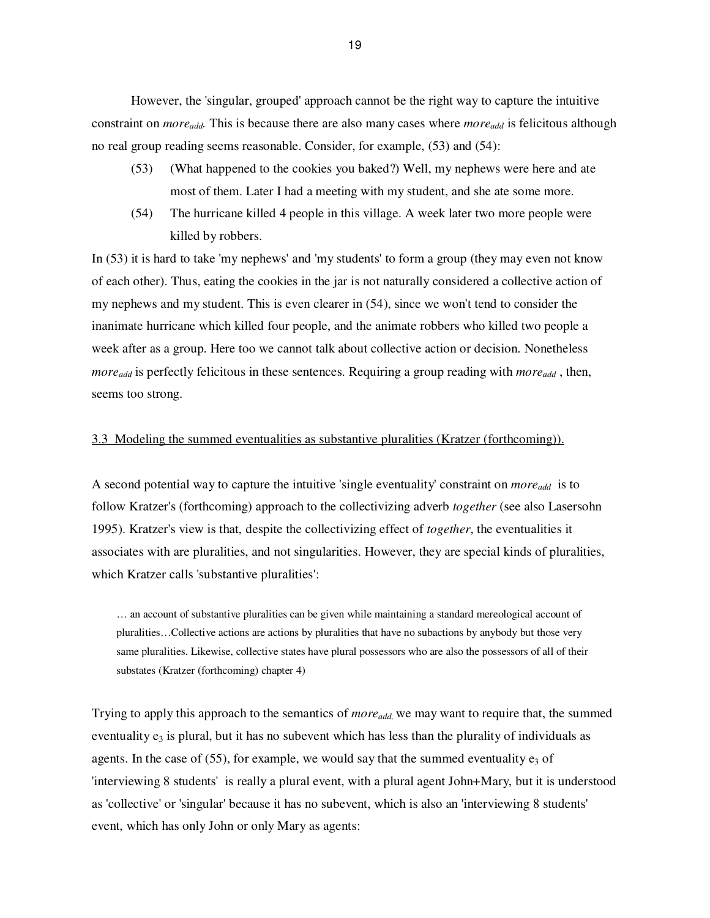However, the 'singular, grouped' approach cannot be the right way to capture the intuitive constraint on $more_{add}$. This is because there are also many cases where $more_{add}$ is felicitous although no real group reading seems reasonable. Consider, for example, (53) and (54):

(53) (What happened to the cookies you baked?) Well, my nephews were here and ate most of them. Later I had a meeting with my student, and she ate some more.

(54) The hurricane killed 4 people in this village. A week later two more people were killed by robbers.

In (53) it is hard to take 'my nephews' and 'my students' to form a group (they may even not know of each other). Thus, eating the cookies in the jar is not naturally considered a collective action of my nephews and my student. This is even clearer in (54), since we won't tend to consider the inanimate hurricane which killed four people, and the animate robbers who killed two people a week after as a group. Here too we cannot talk about collective action or decision. Nonetheless $more_{add}$ is perfectly felicitous in these sentences. Requiring a group reading with $more_{add}$ , then, seems too strong.

3.3 Modeling the summed eventualities as substantive pluralities (Kratzer (forthcoming)).

A second potential way to capture the intuitive 'single eventuality' constraint on $more_{add}$ is to follow Kratzer's (forthcoming) approach to the collectivizing adverb *together* (see also Lasersohn 1995). Kratzer's view is that, despite the collectivizing effect of *together*, the eventualities it associates with are pluralities, and not singularities. However, they are special kinds of pluralities, which Kratzer calls 'substantive pluralities':

> … an account of substantive pluralities can be given while maintaining a standard mereological account of pluralities…Collective actions are actions by pluralities that have no subactions by anybody but those very same pluralities. Likewise, collective states have plural possessors who are also the possessors of all of their substates (Kratzer (forthcoming) chapter 4)

Trying to apply this approach to the semantics of $more_{add,}$ we may want to require that, the summed eventuality $e_3$ is plural, but it has no subevent which has less than the plurality of individuals as agents. In the case of (55), for example, we would say that the summed eventuality $e_3$ of 'interviewing 8 students' is really a plural event, with a plural agent John+Mary, but it is understood as 'collective' or 'singular' because it has no subevent, which is also an 'interviewing 8 students' event, which has only John or only Mary as agents: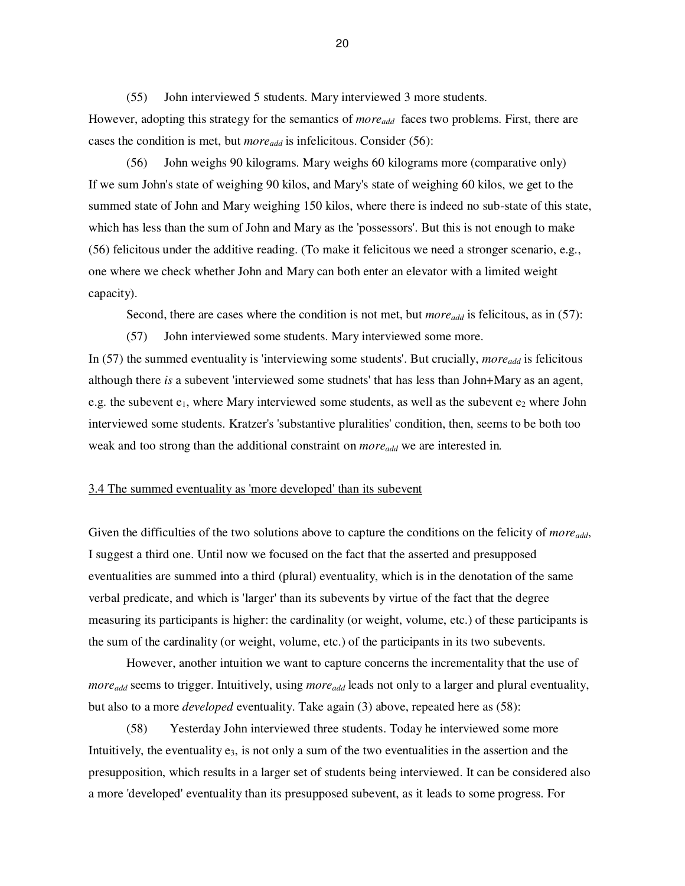(55) John interviewed 5 students. Mary interviewed 3 more students.

However, adopting this strategy for the semantics of *more*$_{add}$ faces two problems. First, there are cases the condition is met, but *more*$_{add}$ is infelicitous. Consider (56):

(56) John weighs 90 kilograms. Mary weighs 60 kilograms more (comparative only)

If we sum John's state of weighing 90 kilos, and Mary's state of weighing 60 kilos, we get to the summed state of John and Mary weighing 150 kilos, where there is indeed no sub-state of this state, which has less than the sum of John and Mary as the 'possessors'. But this is not enough to make (56) felicitous under the additive reading. (To make it felicitous we need a stronger scenario, e.g., one where we check whether John and Mary can both enter an elevator with a limited weight capacity).

Second, there are cases where the condition is not met, but *more*$_{add}$ is felicitous, as in (57):

(57) John interviewed some students. Mary interviewed some more.

In (57) the summed eventuality is 'interviewing some students'. But crucially, *more*$_{add}$ is felicitous although there *is* a subevent 'interviewed some studnets' that has less than John+Mary as an agent, e.g. the subevent $e_1$, where Mary interviewed some students, as well as the subevent $e_2$ where John interviewed some students. Kratzer's 'substantive pluralities' condition, then, seems to be both too weak and too strong than the additional constraint on *more*$_{add}$ we are interested in.

### 3.4 The summed eventuality as 'more developed' than its subevent

Given the difficulties of the two solutions above to capture the conditions on the felicity of *more*$_{add}$, I suggest a third one. Until now we focused on the fact that the asserted and presupposed eventualities are summed into a third (plural) eventuality, which is in the denotation of the same verbal predicate, and which is 'larger' than its subevents by virtue of the fact that the degree measuring its participants is higher: the cardinality (or weight, volume, etc.) of these participants is the sum of the cardinality (or weight, volume, etc.) of the participants in its two subevents.

However, another intuition we want to capture concerns the incrementality that the use of *more*$_{add}$ seems to trigger. Intuitively, using *more*$_{add}$ leads not only to a larger and plural eventuality, but also to a more *developed* eventuality. Take again (3) above, repeated here as (58):

(58) Yesterday John interviewed three students. Today he interviewed some more

Intuitively, the eventuality $e_3$, is not only a sum of the two eventualities in the assertion and the presupposition, which results in a larger set of students being interviewed. It can be considered also a more 'developed' eventuality than its presupposed subevent, as it leads to some progress. For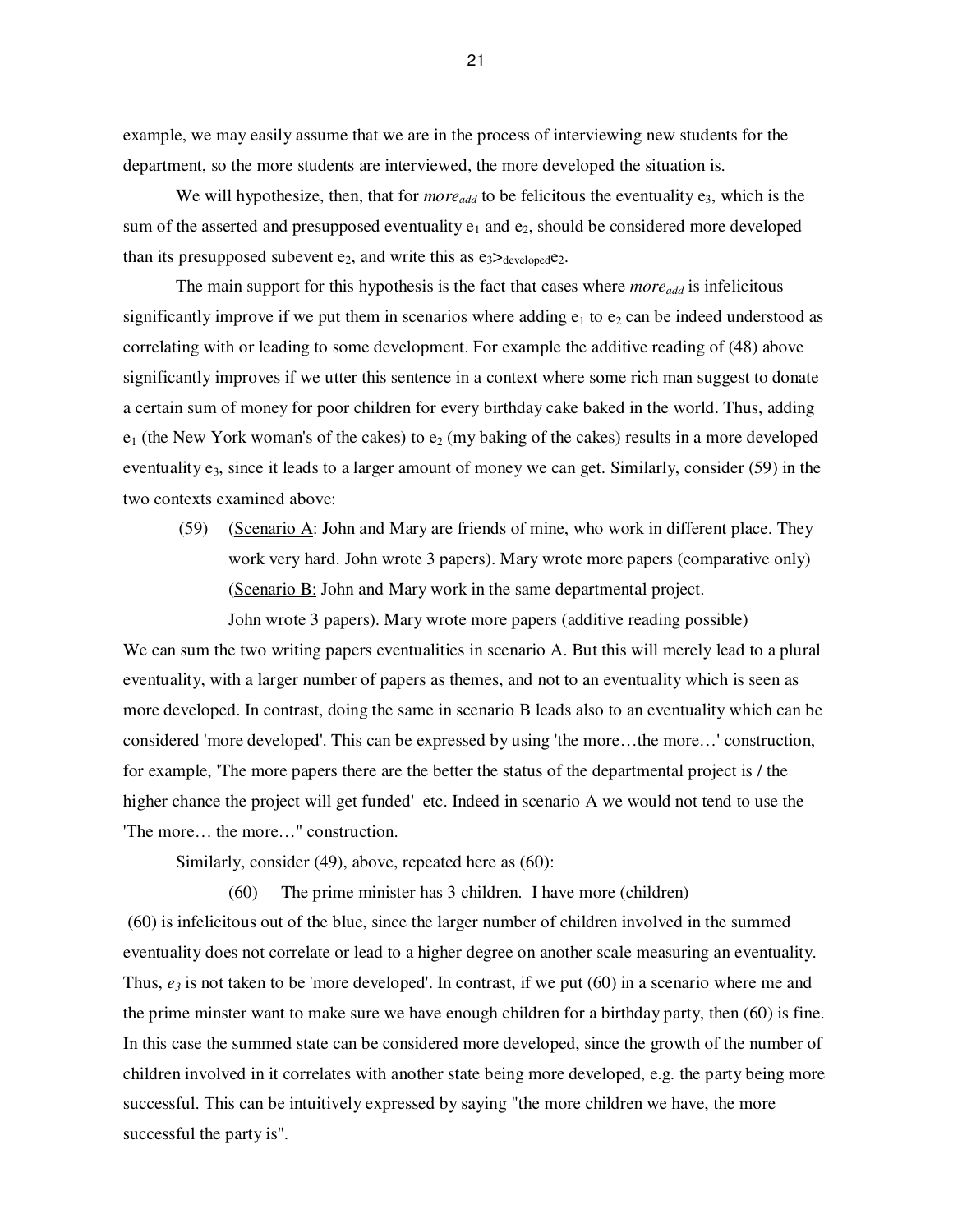example, we may easily assume that we are in the process of interviewing new students for the department, so the more students are interviewed, the more developed the situation is.

We will hypothesize, then, that for *more*$_{add}$ to be felicitous the eventuality $e_3$, which is the sum of the asserted and presupposed eventuality $e_1$ and $e_2$, should be considered more developed than its presupposed subevent $e_2$, and write this as $e_3 >_{developed} e_2$.

The main support for this hypothesis is the fact that cases where *more*$_{add}$ is infelicitous significantly improve if we put them in scenarios where adding $e_1$ to $e_2$ can be indeed understood as correlating with or leading to some development. For example the additive reading of (48) above significantly improves if we utter this sentence in a context where some rich man suggest to donate a certain sum of money for poor children for every birthday cake baked in the world. Thus, adding $e_1$ (the New York woman's of the cakes) to $e_2$ (my baking of the cakes) results in a more developed eventuality $e_3$, since it leads to a larger amount of money we can get. Similarly, consider (59) in the two contexts examined above:

(59) (Scenario A: John and Mary are friends of mine, who work in different place. They work very hard. John wrote 3 papers). Mary wrote more papers (comparative only)
(Scenario B: John and Mary work in the same departmental project.
John wrote 3 papers). Mary wrote more papers (additive reading possible)

We can sum the two writing papers eventualities in scenario A. But this will merely lead to a plural eventuality, with a larger number of papers as themes, and not to an eventuality which is seen as more developed. In contrast, doing the same in scenario B leads also to an eventuality which can be considered 'more developed'. This can be expressed by using 'the more…the more…' construction, for example, 'The more papers there are the better the status of the departmental project is / the higher chance the project will get funded' etc. Indeed in scenario A we would not tend to use the 'The more… the more…" construction.

Similarly, consider (49), above, repeated here as (60):

(60) The prime minister has 3 children. I have more (children)

(60) is infelicitous out of the blue, since the larger number of children involved in the summed eventuality does not correlate or lead to a higher degree on another scale measuring an eventuality. Thus, $e_3$ is not taken to be 'more developed'. In contrast, if we put (60) in a scenario where me and the prime minster want to make sure we have enough children for a birthday party, then (60) is fine. In this case the summed state can be considered more developed, since the growth of the number of children involved in it correlates with another state being more developed, e.g. the party being more successful. This can be intuitively expressed by saying "the more children we have, the more successful the party is".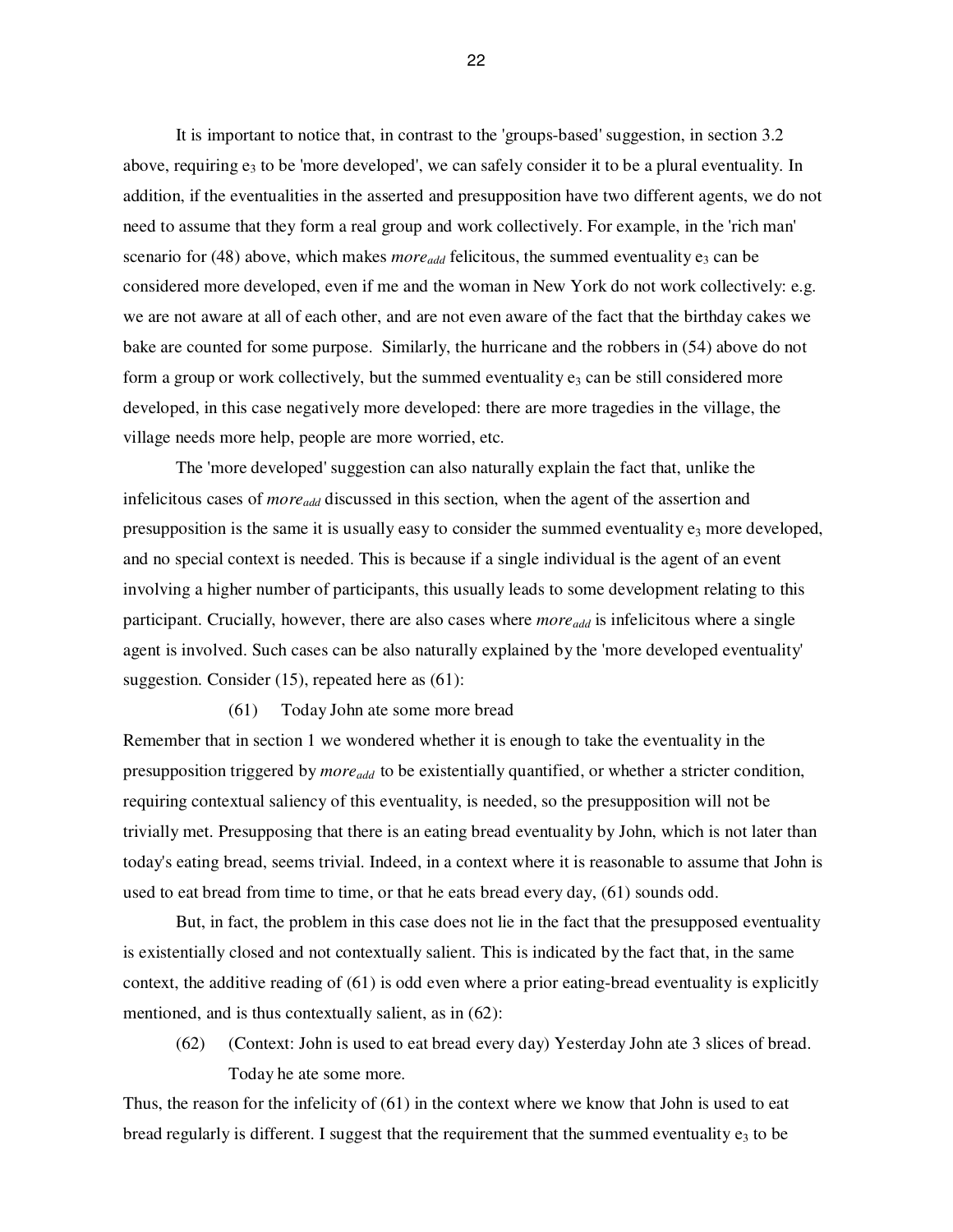It is important to notice that, in contrast to the 'groups-based' suggestion, in section 3.2 above, requiring $e_3$ to be 'more developed', we can safely consider it to be a plural eventuality. In addition, if the eventualities in the asserted and presupposition have two different agents, we do not need to assume that they form a real group and work collectively. For example, in the 'rich man' scenario for (48) above, which makes *more<sub>add</sub>* felicitous, the summed eventuality $e_3$ can be considered more developed, even if me and the woman in New York do not work collectively: e.g. we are not aware at all of each other, and are not even aware of the fact that the birthday cakes we bake are counted for some purpose. Similarly, the hurricane and the robbers in (54) above do not form a group or work collectively, but the summed eventuality $e_3$ can be still considered more developed, in this case negatively more developed: there are more tragedies in the village, the village needs more help, people are more worried, etc.

The 'more developed' suggestion can also naturally explain the fact that, unlike the infelicitous cases of $more_{add}$ discussed in this section, when the agent of the assertion and presupposition is the same it is usually easy to consider the summed eventuality $e_3$ more developed, and no special context is needed. This is because if a single individual is the agent of an event involving a higher number of participants, this usually leads to some development relating to this participant. Crucially, however, there are also cases where $more_{add}$ is infelicitous where a single agent is involved. Such cases can be also naturally explained by the 'more developed eventuality' suggestion. Consider (15), repeated here as (61):

(61) Today John ate some more bread

Remember that in section 1 we wondered whether it is enough to take the eventuality in the presupposition triggered by $more_{add}$ to be existentially quantified, or whether a stricter condition, requiring contextual saliency of this eventuality, is needed, so the presupposition will not be trivially met. Presupposing that there is an eating bread eventuality by John, which is not later than today's eating bread, seems trivial. Indeed, in a context where it is reasonable to assume that John is used to eat bread from time to time, or that he eats bread every day, (61) sounds odd.

But, in fact, the problem in this case does not lie in the fact that the presupposed eventuality is existentially closed and not contextually salient. This is indicated by the fact that, in the same context, the additive reading of (61) is odd even where a prior eating-bread eventuality is explicitly mentioned, and is thus contextually salient, as in (62):

(62) (Context: John is used to eat bread every day) Yesterday John ate 3 slices of bread. Today he ate some more.

Thus, the reason for the infelicity of (61) in the context where we know that John is used to eat bread regularly is different. I suggest that the requirement that the summed eventuality $e_3$ to be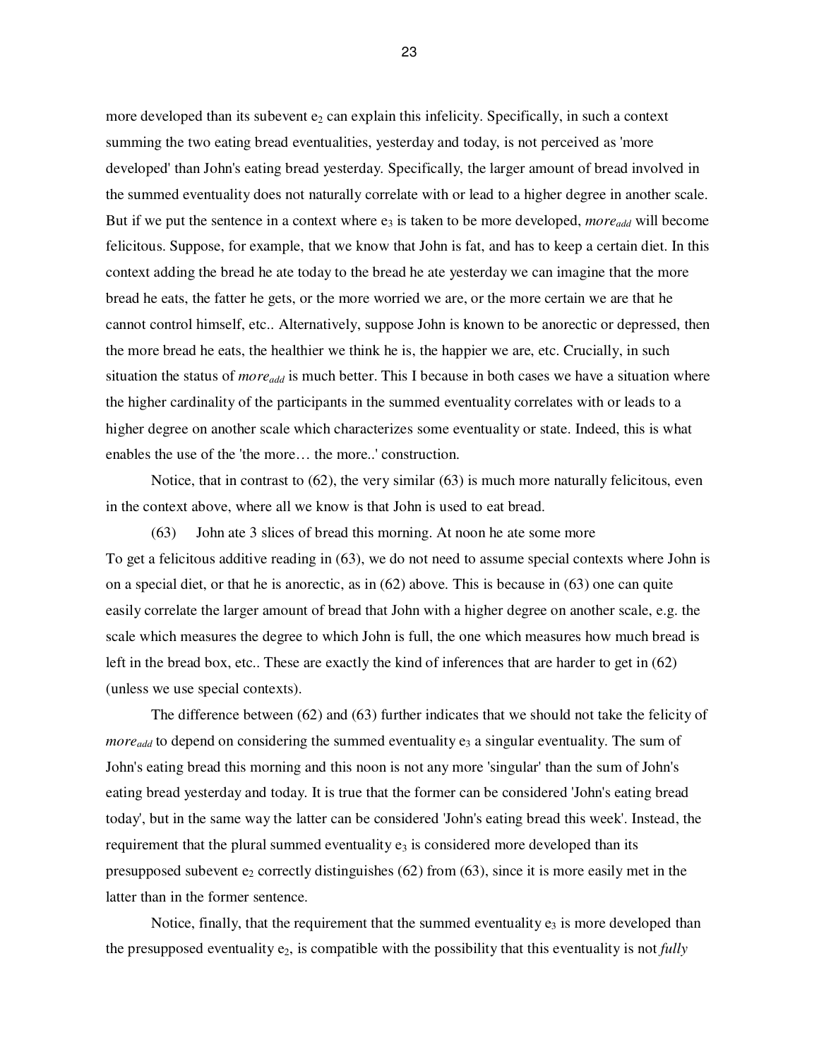more developed than its subevent $e_2$ can explain this infelicity. Specifically, in such a context summing the two eating bread eventualities, yesterday and today, is not perceived as 'more developed' than John's eating bread yesterday. Specifically, the larger amount of bread involved in the summed eventuality does not naturally correlate with or lead to a higher degree in another scale. But if we put the sentence in a context where $e_3$ is taken to be more developed, *more<sub>add</sub>* will become felicitous. Suppose, for example, that we know that John is fat, and has to keep a certain diet. In this context adding the bread he ate today to the bread he ate yesterday we can imagine that the more bread he eats, the fatter he gets, or the more worried we are, or the more certain we are that he cannot control himself, etc.. Alternatively, suppose John is known to be anorectic or depressed, then the more bread he eats, the healthier we think he is, the happier we are, etc. Crucially, in such situation the status of $more_{add}$ is much better. This I because in both cases we have a situation where the higher cardinality of the participants in the summed eventuality correlates with or leads to a higher degree on another scale which characterizes some eventuality or state. Indeed, this is what enables the use of the 'the more… the more..' construction.

Notice, that in contrast to (62), the very similar (63) is much more naturally felicitous, even in the context above, where all we know is that John is used to eat bread.

(63) John ate 3 slices of bread this morning. At noon he ate some more

To get a felicitous additive reading in (63), we do not need to assume special contexts where John is on a special diet, or that he is anorectic, as in (62) above. This is because in (63) one can quite easily correlate the larger amount of bread that John with a higher degree on another scale, e.g. the scale which measures the degree to which John is full, the one which measures how much bread is left in the bread box, etc.. These are exactly the kind of inferences that are harder to get in (62) (unless we use special contexts).

The difference between (62) and (63) further indicates that we should not take the felicity of $more_{add}$ to depend on considering the summed eventuality $e_3$ a singular eventuality. The sum of John's eating bread this morning and this noon is not any more 'singular' than the sum of John's eating bread yesterday and today. It is true that the former can be considered 'John's eating bread today', but in the same way the latter can be considered 'John's eating bread this week'. Instead, the requirement that the plural summed eventuality $e_3$ is considered more developed than its presupposed subevent $e_2$ correctly distinguishes (62) from (63), since it is more easily met in the latter than in the former sentence.

Notice, finally, that the requirement that the summed eventuality $e_3$ is more developed than the presupposed eventuality $e_2$, is compatible with the possibility that this eventuality is not *fully*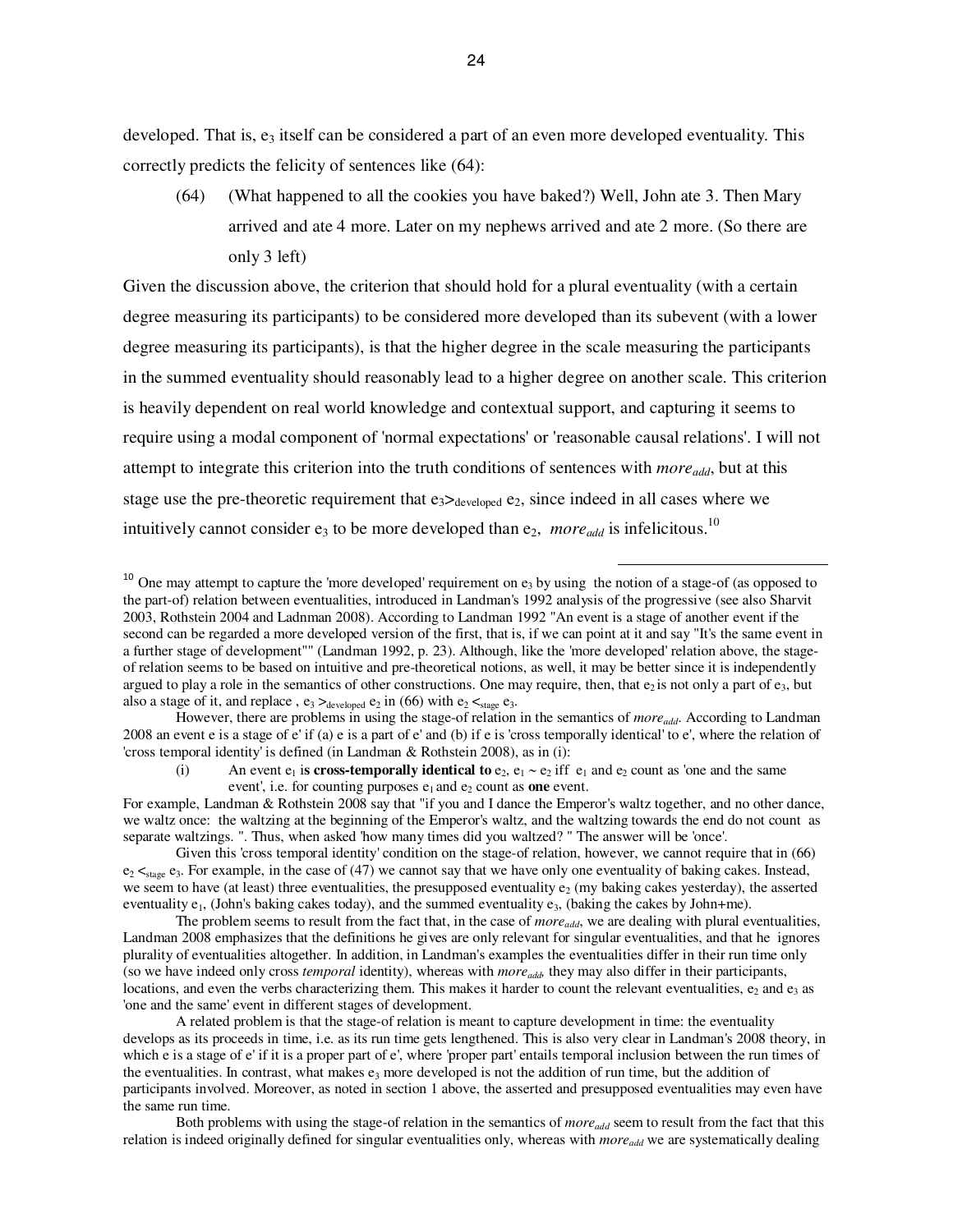developed. That is, $e_3$ itself can be considered a part of an even more developed eventuality. This correctly predicts the felicity of sentences like (64):

(64) (What happened to all the cookies you have baked?) Well, John ate 3. Then Mary arrived and ate 4 more. Later on my nephews arrived and ate 2 more. (So there are only 3 left)

Given the discussion above, the criterion that should hold for a plural eventuality (with a certain degree measuring its participants) to be considered more developed than its subevent (with a lower degree measuring its participants), is that the higher degree in the scale measuring the participants in the summed eventuality should reasonably lead to a higher degree on another scale. This criterion is heavily dependent on real world knowledge and contextual support, and capturing it seems to require using a modal component of 'normal expectations' or 'reasonable causal relations'. I will not attempt to integrate this criterion into the truth conditions of sentences with $more_{add}$, but at this stage use the pre-theoretic requirement that $e_3 >_{developed} e_2$, since indeed in all cases where we intuitively cannot consider $e_3$ to be more developed than $e_2$, $more_{add}$ is infelicitous.[10]

---

[10] One may attempt to capture the 'more developed' requirement on $e_3$ by using the notion of a stage-of (as opposed to the part-of) relation between eventualities, introduced in Landman's 1992 analysis of the progressive (see also Sharvit 2003, Rothstein 2004 and Ladnman 2008). According to Landman 1992 "An event is a stage of another event if the second can be regarded a more developed version of the first, that is, if we can point at it and say "It's the same event in a further stage of development"" (Landman 1992, p. 23). Although, like the 'more developed' relation above, the stage-of relation seems to be based on intuitive and pre-theoretical notions, as well, it may be better since it is independently argued to play a role in the semantics of other constructions. One may require, then, that $e_2$ is not only a part of $e_3$, but also a stage of it, and replace , $e_3 >_{developed} e_2$ in (66) with $e_2 <_{stage} e_3$.

However, there are problems in using the stage-of relation in the semantics of $more_{add}$. According to Landman 2008 an event e is a stage of e' if (a) e is a part of e' and (b) if e is 'cross temporally identical' to e', where the relation of 'cross temporal identity' is defined (in Landman & Rothstein 2008), as in (i):

(i) An event $e_1$ is **cross-temporally identical to** $e_2$, $e_1 \sim e_2$ iff $e_1$ and $e_2$ count as 'one and the same event', i.e. for counting purposes $e_1$ and $e_2$ count as **one** event.

For example, Landman & Rothstein 2008 say that "if you and I dance the Emperor's waltz together, and no other dance, we waltz once: the waltzing at the beginning of the Emperor's waltz, and the waltzing towards the end do not count as separate waltzings. ". Thus, when asked 'how many times did you waltzed? " The answer will be 'once'.

Given this 'cross temporal identity' condition on the stage-of relation, however, we cannot require that in (66) $e_2 <_{stage} e_3$. For example, in the case of (47) we cannot say that we have only one eventuality of baking cakes. Instead, we seem to have (at least) three eventualities, the presupposed eventuality $e_2$ (my baking cakes yesterday), the asserted eventuality $e_1$, (John's baking cakes today), and the summed eventuality $e_3$, (baking the cakes by John+me).

The problem seems to result from the fact that, in the case of $more_{add}$, we are dealing with plural eventualities, Landman 2008 emphasizes that the definitions he gives are only relevant for singular eventualities, and that he ignores plurality of eventualities altogether. In addition, in Landman's examples the eventualities differ in their run time only (so we have indeed only cross *temporal* identity), whereas with $more_{add}$, they may also differ in their participants, locations, and even the verbs characterizing them. This makes it harder to count the relevant eventualities, $e_2$ and $e_3$ as 'one and the same' event in different stages of development.

A related problem is that the stage-of relation is meant to capture development in time: the eventuality develops as its proceeds in time, i.e. as its run time gets lengthened. This is also very clear in Landman's 2008 theory, in which e is a stage of e' if it is a proper part of e', where 'proper part' entails temporal inclusion between the run times of the eventualities. In contrast, what makes $e_3$ more developed is not the addition of run time, but the addition of participants involved. Moreover, as noted in section 1 above, the asserted and presupposed eventualities may even have the same run time.

Both problems with using the stage-of relation in the semantics of $more_{add}$ seem to result from the fact that this relation is indeed originally defined for singular eventualities only, whereas with $more_{add}$ we are systematically dealing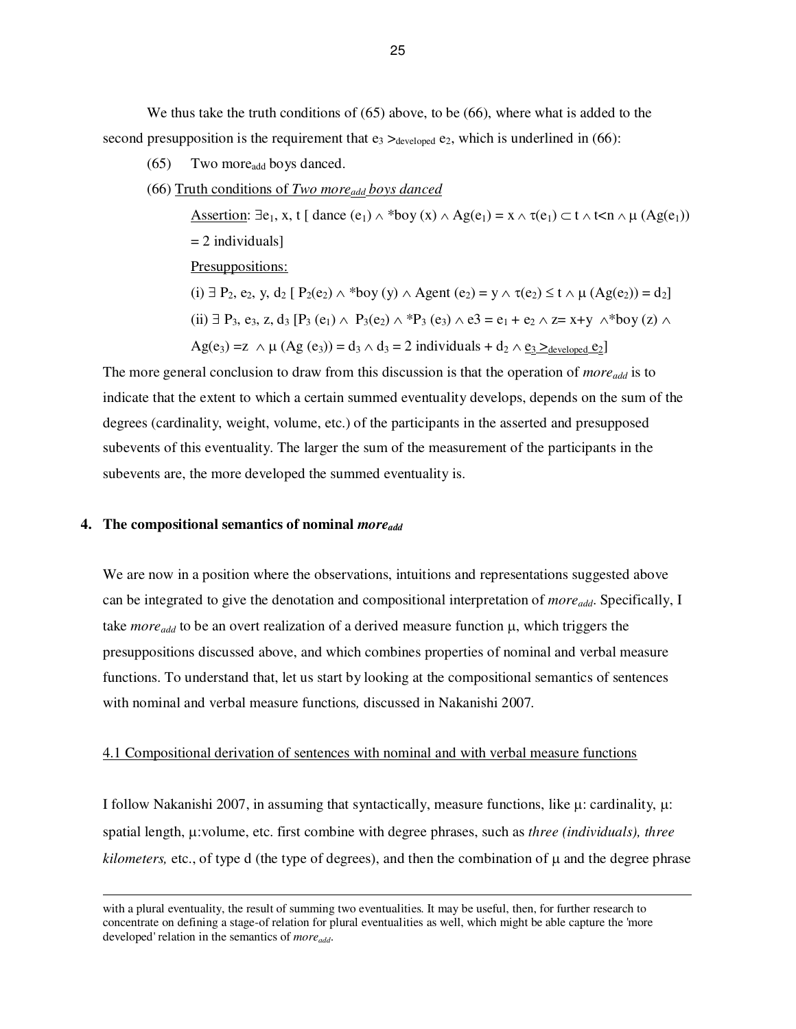We thus take the truth conditions of (65) above, to be (66), where what is added to the second presupposition is the requirement that $e_3 >_{developed} e_2$, which is underlined in (66):

(65) Two $more_{add}$ boys danced.

(66) <u>Truth conditions of *Two $more_{add}$ boys danced*</u>

<u>Assertion</u>: $\exists e_1, x, t$ [ dance $(e_1) \wedge$ *boy $(x) \wedge Ag(e_1) = x \wedge \tau(e_1) \subset t \wedge t<n \wedge \mu$ $(Ag(e_1))$ = 2 individuals]

<u>Presuppositions:</u>

(i) $\exists$ $P_2$, $e_2$, y, $d_2$ [ $P_2(e_2) \wedge$ *boy $(y) \wedge$ Agent $(e_2) = y \wedge \tau(e_2) \leq t \wedge \mu$ $(Ag(e_2)) = d_2$]

(ii) $\exists$ $P_3$, $e_3$, z, $d_3$ [$P_3$ $(e_1) \wedge$ $P_3(e_2) \wedge$ *$P_3$ $(e_3) \wedge$ e3 = $e_1 + e_2 \wedge$ z= x+y $\wedge$*boy (z) $\wedge$ $Ag(e_3)$ =z $\wedge$ $\mu$ (Ag $(e_3)$) = $d_3 \wedge d_3$ = 2 individuals + $d_2 \wedge$ $\underline{e_3 >_{developed} e_2}$]

The more general conclusion to draw from this discussion is that the operation of $more_{add}$ is to indicate that the extent to which a certain summed eventuality develops, depends on the sum of the degrees (cardinality, weight, volume, etc.) of the participants in the asserted and presupposed subevents of this eventuality. The larger the sum of the measurement of the participants in the subevents are, the more developed the summed eventuality is.

## 4. The compositional semantics of nominal $more_{add}$

We are now in a position where the observations, intuitions and representations suggested above can be integrated to give the denotation and compositional interpretation of $more_{add}$. Specifically, I take $more_{add}$ to be an overt realization of a derived measure function $\mu$, which triggers the presuppositions discussed above, and which combines properties of nominal and verbal measure functions. To understand that, let us start by looking at the compositional semantics of sentences with nominal and verbal measure functions, discussed in Nakanishi 2007.

<u>4.1 Compositional derivation of sentences with nominal and with verbal measure functions</u>

I follow Nakanishi 2007, in assuming that syntactically, measure functions, like $\mu$: cardinality, $\mu$: spatial length, $\mu$:volume, etc. first combine with degree phrases, such as *three (individuals), three kilometers,* etc., of type d (the type of degrees), and then the combination of $\mu$ and the degree phrase

---

with a plural eventuality, the result of summing two eventualities. It may be useful, then, for further research to concentrate on defining a stage-of relation for plural eventualities as well, which might be able capture the 'more developed' relation in the semantics of $more_{add}$.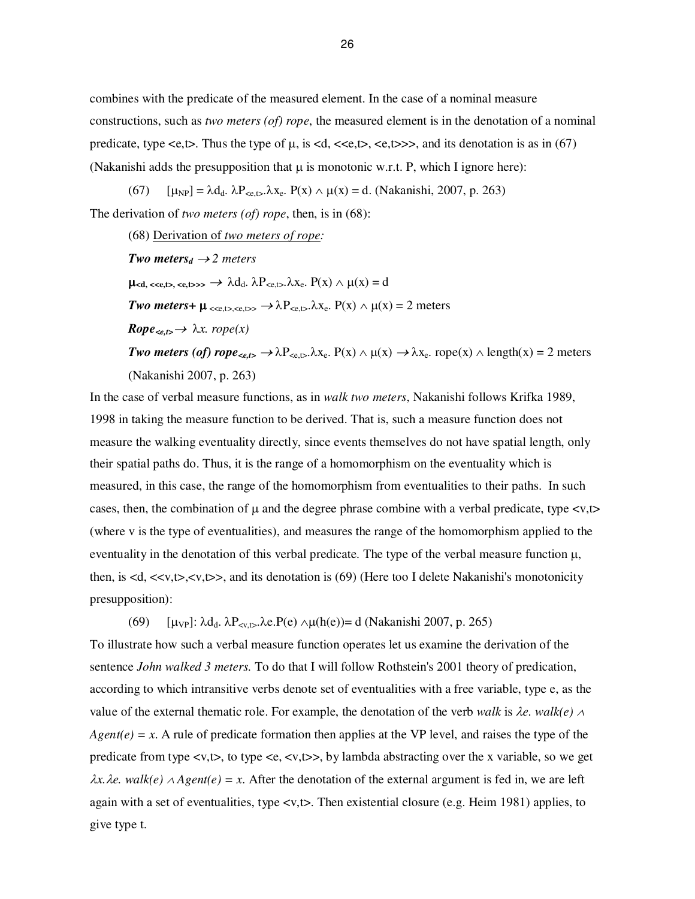combines with the predicate of the measured element. In the case of a nominal measure constructions, such as *two meters (of) rope*, the measured element is in the denotation of a nominal predicate, type <e,t>. Thus the type of μ, is <d, <<e,t>, <e,t>>>, and its denotation is as in (67) (Nakanishi adds the presupposition that μ is monotonic w.r.t. P, which I ignore here):

(67) $[\mu_{NP}] = \lambda d_d. \lambda P_{<e,t>}.\lambda x_e. P(x) \wedge \mu(x) = d$. (Nakanishi, 2007, p. 263)

The derivation of *two meters (of) rope*, then, is in (68):

(68) <u>Derivation of *two meters of rope*:</u>

***Two meters$_d$*** $\rightarrow$ *2 meters*

$\boldsymbol{\mu}_{<d, <<e,t>, <e,t>>>} \rightarrow \lambda d_d. \lambda P_{<e,t>}.\lambda x_e. P(x) \wedge \mu(x) = d$

***Two meters+ μ*** $_{<<e,t>,<e,t>>} \rightarrow \lambda P_{<e,t>}.\lambda x_e. P(x) \wedge \mu(x) = 2$ meters

***Rope$_{<e,t>}$*** $\rightarrow \lambda x.\ rope(x)$

***Two meters (of) rope$_{<e,t>}$*** $\rightarrow \lambda P_{<e,t>}.\lambda x_e. P(x) \wedge \mu(x) \rightarrow \lambda x_e.$ rope(x) $\wedge$ length(x) = 2 meters (Nakanishi 2007, p. 263)

In the case of verbal measure functions, as in *walk two meters*, Nakanishi follows Krifka 1989, 1998 in taking the measure function to be derived. That is, such a measure function does not measure the walking eventuality directly, since events themselves do not have spatial length, only their spatial paths do. Thus, it is the range of a homomorphism on the eventuality which is measured, in this case, the range of the homomorphism from eventualities to their paths. In such cases, then, the combination of μ and the degree phrase combine with a verbal predicate, type <v,t> (where v is the type of eventualities), and measures the range of the homomorphism applied to the eventuality in the denotation of this verbal predicate. The type of the verbal measure function μ, then, is <d, <<v,t>,<v,t>>, and its denotation is (69) (Here too I delete Nakanishi's monotonicity presupposition):

(69) $[\mu_{VP}]$: $\lambda d_d. \lambda P_{<v,t>}.\lambda e.P(e) \wedge \mu(h(e))= d$ (Nakanishi 2007, p. 265)

To illustrate how such a verbal measure function operates let us examine the derivation of the sentence *John walked 3 meters.* To do that I will follow Rothstein's 2001 theory of predication, according to which intransitive verbs denote set of eventualities with a free variable, type e, as the value of the external thematic role. For example, the denotation of the verb *walk* is $\lambda e.\ walk(e) \wedge Agent(e) = x$. A rule of predicate formation then applies at the VP level, and raises the type of the predicate from type <v,t>, to type <e, <v,t>>, by lambda abstracting over the x variable, so we get $\lambda x.\lambda e.\ walk(e) \wedge Agent(e) = x$. After the denotation of the external argument is fed in, we are left again with a set of eventualities, type <v,t>. Then existential closure (e.g. Heim 1981) applies, to give type t.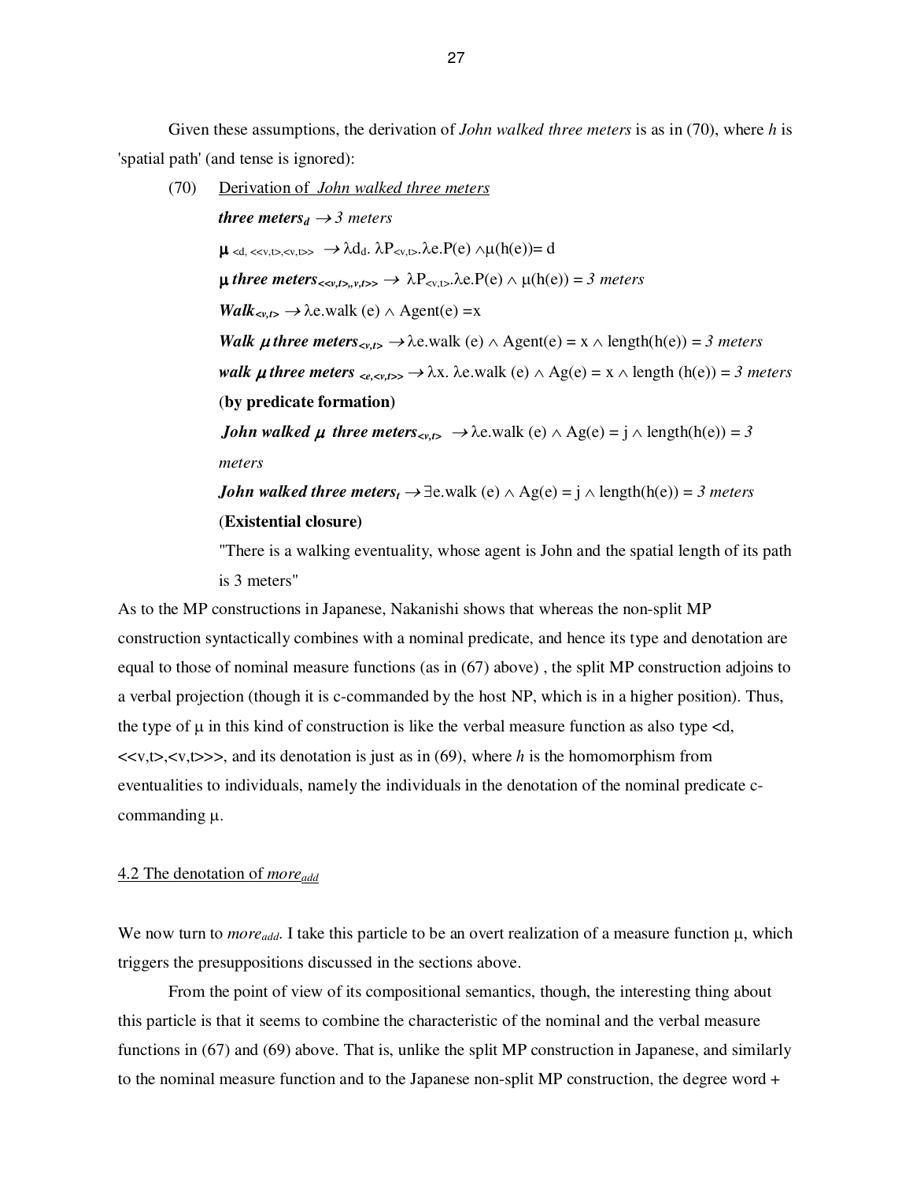Given these assumptions, the derivation of *John walked three meters* is as in (70), where *h* is 'spatial path' (and tense is ignored):

(70) <u>Derivation of *John walked three meters*</u>

***three meters***$_d$ $\rightarrow$ *3 meters*

$\boldsymbol{\mu}_{<d, <<v,t>,<v,t>>}$ $\rightarrow \lambda d_d. \lambda P_{<v,t>}.\lambda e.P(e) \wedge \mu(h(e)) = d$

***$\mu$ three meters***$_{<<v,t>,<v,t>>}$ $\rightarrow \lambda P_{<v,t>}.\lambda e.P(e) \wedge \mu(h(e)) =$ *3 meters*

***Walk***$_{<v,t>}$ $\rightarrow \lambda e.\text{walk}(e) \wedge \text{Agent}(e) = x$

***Walk $\mu$ three meters***$_{<v,t>}$ $\rightarrow \lambda e.\text{walk}(e) \wedge \text{Agent}(e) = x \wedge \text{length}(h(e)) =$ *3 meters*

***walk $\mu$ three meters*** $_{<e,<v,t>>}$ $\rightarrow \lambda x. \lambda e.\text{walk}(e) \wedge \text{Ag}(e) = x \wedge \text{length}(h(e)) =$ *3 meters*

(**by predicate formation)**

***John walked $\mu$ three meters***$_{<v,t>}$ $\rightarrow \lambda e.\text{walk}(e) \wedge \text{Ag}(e) = j \wedge \text{length}(h(e)) =$ *3 meters*

***John walked three meters***$_t$ $\rightarrow \exists e.\text{walk}(e) \wedge \text{Ag}(e) = j \wedge \text{length}(h(e)) =$ *3 meters*

(**Existential closure)**

"There is a walking eventuality, whose agent is John and the spatial length of its path is 3 meters"

As to the MP constructions in Japanese, Nakanishi shows that whereas the non-split MP construction syntactically combines with a nominal predicate, and hence its type and denotation are equal to those of nominal measure functions (as in (67) above) , the split MP construction adjoins to a verbal projection (though it is c-commanded by the host NP, which is in a higher position). Thus, the type of $\mu$ in this kind of construction is like the verbal measure function as also type <d, <<v,t>,<v,t>>>, and its denotation is just as in (69), where *h* is the homomorphism from eventualities to individuals, namely the individuals in the denotation of the nominal predicate c-commanding $\mu$.

## <u>4.2 The denotation of *more$_{add}$*</u>

We now turn to *more$_{add}$*. I take this particle to be an overt realization of a measure function $\mu$, which triggers the presuppositions discussed in the sections above.

From the point of view of its compositional semantics, though, the interesting thing about this particle is that it seems to combine the characteristic of the nominal and the verbal measure functions in (67) and (69) above. That is, unlike the split MP construction in Japanese, and similarly to the nominal measure function and to the Japanese non-split MP construction, the degree word +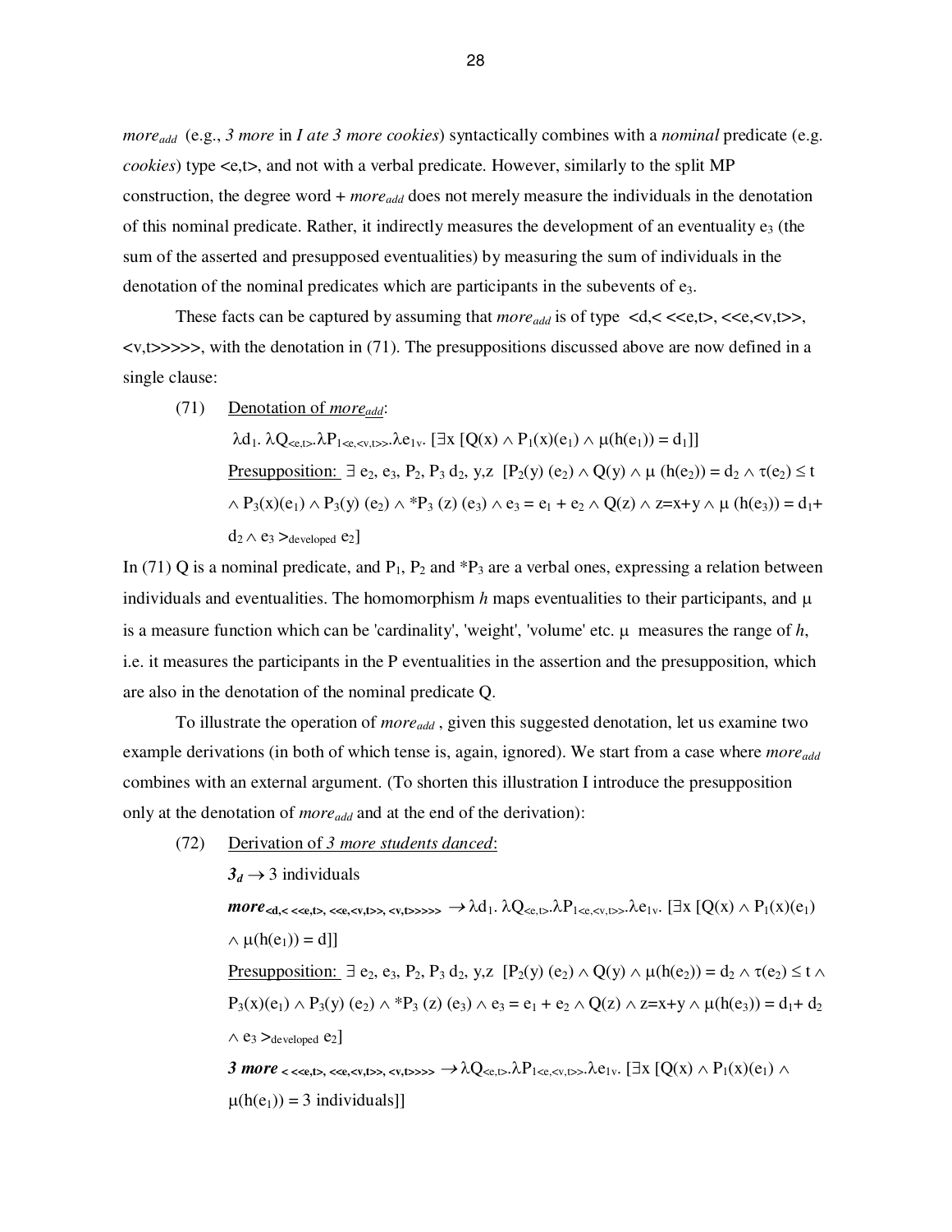$more_{add}$ (e.g., *3 more* in *I ate 3 more cookies*) syntactically combines with a *nominal* predicate (e.g. *cookies*) type <e,t>, and not with a verbal predicate. However, similarly to the split MP construction, the degree word + $more_{add}$ does not merely measure the individuals in the denotation of this nominal predicate. Rather, it indirectly measures the development of an eventuality $e_3$ (the sum of the asserted and presupposed eventualities) by measuring the sum of individuals in the denotation of the nominal predicates which are participants in the subevents of $e_3$.

These facts can be captured by assuming that $more_{add}$ is of type <d,< <<e,t>, <<e,<v,t>>, <v,t>>>>>, with the denotation in (71). The presuppositions discussed above are now defined in a single clause:

(71) Denotation of $more_{add}$:

$\lambda d_1. \lambda Q_{<e,t>}.\lambda P_{1<e,<v,t>>}.\lambda e_{1v}. [\exists x [Q(x) \wedge P_1(x)(e_1) \wedge \mu(h(e_1)) = d_1]]$

Presupposition: $\exists$ $e_2, e_3, P_2, P_3$ $d_2$, y,z $[P_2(y)(e_2) \wedge Q(y) \wedge \mu(h(e_2)) = d_2 \wedge \tau(e_2) \leq t \wedge P_3(x)(e_1) \wedge P_3(y)(e_2) \wedge {}^*P_3(z)(e_3) \wedge e_3 = e_1 + e_2 \wedge Q(z) \wedge z=x+y \wedge \mu(h(e_3)) = d_1+ d_2 \wedge e_3 >_{developed} e_2]$

In (71) Q is a nominal predicate, and $P_1$, $P_2$ and $^*P_3$ are a verbal ones, expressing a relation between individuals and eventualities. The homomorphism *h* maps eventualities to their participants, and $\mu$ is a measure function which can be 'cardinality', 'weight', 'volume' etc. $\mu$ measures the range of *h*, i.e. it measures the participants in the P eventualities in the assertion and the presupposition, which are also in the denotation of the nominal predicate Q.

To illustrate the operation of $more_{add}$, given this suggested denotation, let us examine two example derivations (in both of which tense is, again, ignored). We start from a case where $more_{add}$ combines with an external argument. (To shorten this illustration I introduce the presupposition only at the denotation of $more_{add}$ and at the end of the derivation):

(72) Derivation of *3 more students danced*:

$\boldsymbol{3_d} \rightarrow$ 3 individuals

$\boldsymbol{more}_{<d,< <<e,t>, <<e,<v,t>>, <v,t>>>>>} \rightarrow \lambda d_1. \lambda Q_{<e,t>}.\lambda P_{1<e,<v,t>>}.\lambda e_{1v}. [\exists x [Q(x) \wedge P_1(x)(e_1) \wedge \mu(h(e_1)) = d]]$

Presupposition: $\exists$ $e_2, e_3, P_2, P_3$ $d_2$, y,z $[P_2(y)(e_2) \wedge Q(y) \wedge \mu(h(e_2)) = d_2 \wedge \tau(e_2) \leq t \wedge P_3(x)(e_1) \wedge P_3(y)(e_2) \wedge {}^*P_3(z)(e_3) \wedge e_3 = e_1 + e_2 \wedge Q(z) \wedge z=x+y \wedge \mu(h(e_3)) = d_1+ d_2 \wedge e_3 >_{developed} e_2]$

$\boldsymbol{3\ more}_{< <<e,t>, <<e,<v,t>>, <v,t>>>>} \rightarrow \lambda Q_{<e,t>}.\lambda P_{1<e,<v,t>>}.\lambda e_{1v}. [\exists x [Q(x) \wedge P_1(x)(e_1) \wedge \mu(h(e_1)) = \text{3 individuals}]]$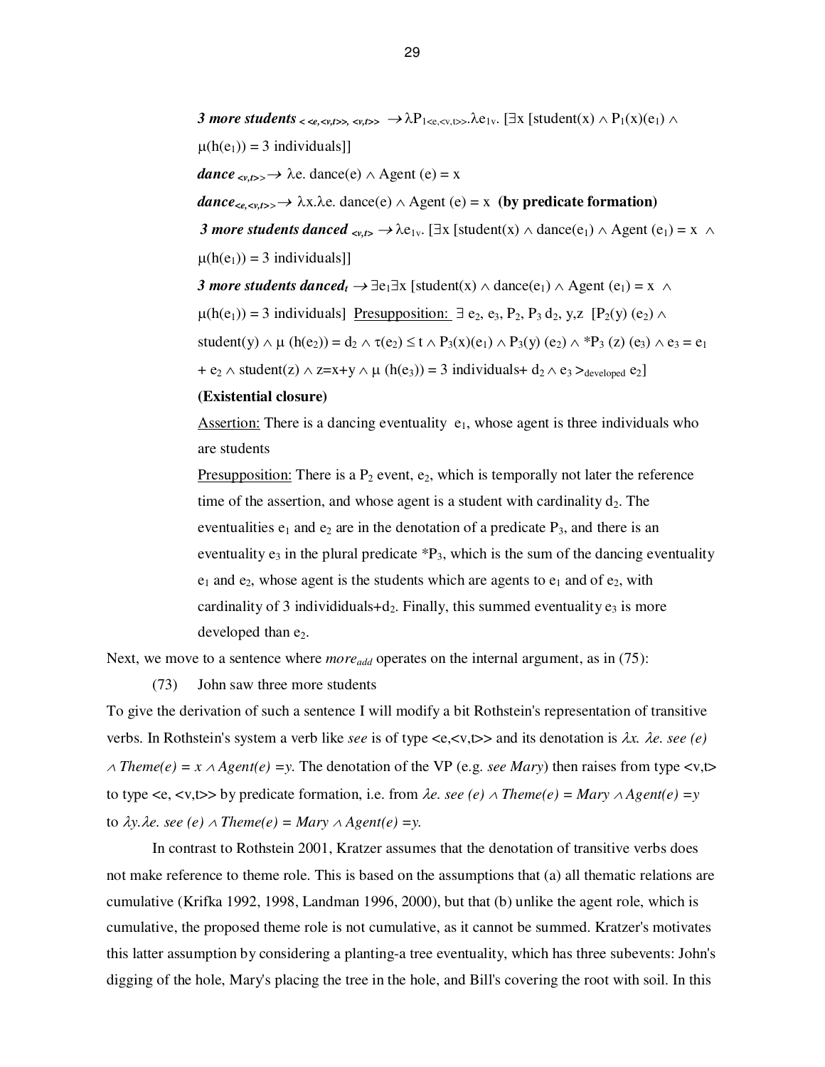***3 more students*** $_{<<e,<v,t>>, <v,t>>}$ $\rightarrow \lambda P_{1<e,<v,t>>}.\lambda e_{1v}.$ $[\exists x\ [\text{student}(x) \wedge P_1(x)(e_1) \wedge \mu(h(e_1)) = 3 \text{ individuals}]]$

***dance*** $_{<v,t>>}$ $\rightarrow \lambda e.\ \text{dance}(e) \wedge \text{Agent}(e) = x$

***dance*** $_{<e,<v,t>>}$ $\rightarrow \lambda x.\lambda e.\ \text{dance}(e) \wedge \text{Agent}(e) = x$ **(by predicate formation)**

***3 more students danced*** $_{<v,t>}$ $\rightarrow \lambda e_{1v}.$ $[\exists x\ [\text{student}(x) \wedge \text{dance}(e_1) \wedge \text{Agent}(e_1) = x \wedge \mu(h(e_1)) = 3 \text{ individuals}]]$

***3 more students danced*** $_t$ $\rightarrow \exists e_1 \exists x\ [\text{student}(x) \wedge \text{dance}(e_1) \wedge \text{Agent}(e_1) = x \wedge \mu(h(e_1)) = 3 \text{ individuals}]$ <u>Presupposition:</u> $\exists\ e_2, e_3, P_2, P_3\ d_2, y,z\ [P_2(y)(e_2) \wedge \text{student}(y) \wedge \mu(h(e_2)) = d_2 \wedge \tau(e_2) \leq t \wedge P_3(x)(e_1) \wedge P_3(y)(e_2) \wedge {}^*P_3(z)(e_3) \wedge e_3 = e_1 + e_2 \wedge \text{student}(z) \wedge z = x+y \wedge \mu(h(e_3)) = 3 \text{ individuals} + d_2 \wedge e_3 >_{\text{developed}} e_2]$

**(Existential closure)**

<u>Assertion:</u> There is a dancing eventuality $e_1$, whose agent is three individuals who are students

<u>Presupposition:</u> There is a $P_2$ event, $e_2$, which is temporally not later the reference time of the assertion, and whose agent is a student with cardinality $d_2$. The eventualities $e_1$ and $e_2$ are in the denotation of a predicate $P_3$, and there is an eventuality $e_3$ in the plural predicate $^*P_3$, which is the sum of the dancing eventuality $e_1$ and $e_2$, whose agent is the students which are agents to $e_1$ and of $e_2$, with cardinality of 3 individiduals+$d_2$. Finally, this summed eventuality $e_3$ is more developed than $e_2$.

Next, we move to a sentence where *more$_{add}$* operates on the internal argument, as in (75):

(73) John saw three more students

To give the derivation of such a sentence I will modify a bit Rothstein's representation of transitive verbs. In Rothstein's system a verb like *see* is of type <e,<v,t>> and its denotation is $\lambda x.\ \lambda e.\ see(e) \wedge Theme(e) = x \wedge Agent(e) = y$. The denotation of the VP (e.g. *see Mary*) then raises from type <v,t> to type <e, <v,t>> by predicate formation, i.e. from $\lambda e.\ see(e) \wedge Theme(e) = Mary \wedge Agent(e) = y$ to $\lambda y.\lambda e.\ see(e) \wedge Theme(e) = Mary \wedge Agent(e) = y$.

In contrast to Rothstein 2001, Kratzer assumes that the denotation of transitive verbs does not make reference to theme role. This is based on the assumptions that (a) all thematic relations are cumulative (Krifka 1992, 1998, Landman 1996, 2000), but that (b) unlike the agent role, which is cumulative, the proposed theme role is not cumulative, as it cannot be summed. Kratzer's motivates this latter assumption by considering a planting-a tree eventuality, which has three subevents: John's digging of the hole, Mary's placing the tree in the hole, and Bill's covering the root with soil. In this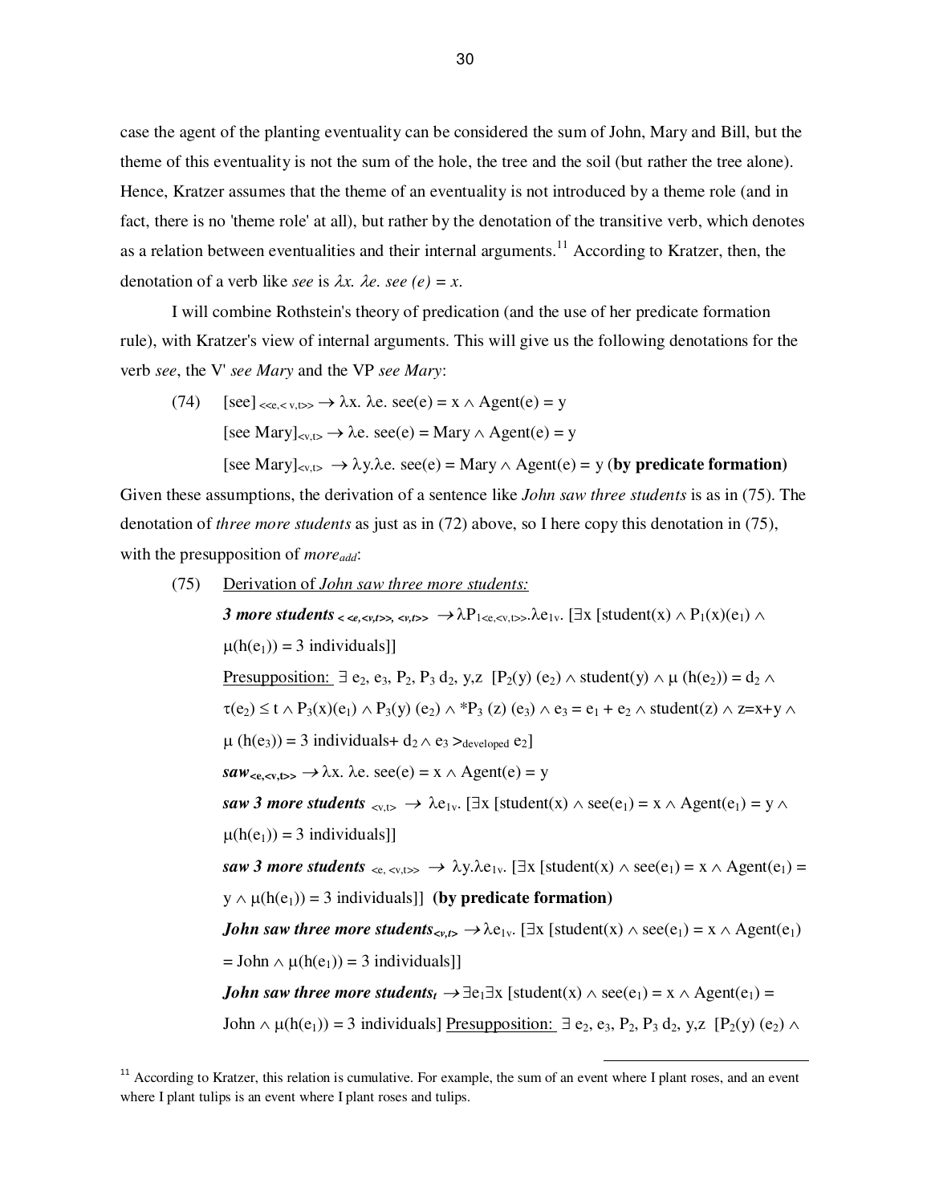case the agent of the planting eventuality can be considered the sum of John, Mary and Bill, but the theme of this eventuality is not the sum of the hole, the tree and the soil (but rather the tree alone). Hence, Kratzer assumes that the theme of an eventuality is not introduced by a theme role (and in fact, there is no 'theme role' at all), but rather by the denotation of the transitive verb, which denotes as a relation between eventualities and their internal arguments.[11] According to Kratzer, then, the denotation of a verb like *see* is $\lambda x.\ \lambda e.\ see(e) = x$.

I will combine Rothstein's theory of predication (and the use of her predicate formation rule), with Kratzer's view of internal arguments. This will give us the following denotations for the verb *see*, the V' *see Mary* and the VP *see Mary*:

(74) $[\text{see}]_{<<e,<v,t>>} \rightarrow \lambda x.\ \lambda e.\ \text{see}(e) = x \wedge \text{Agent}(e) = y$

$[\text{see Mary}]_{<v,t>} \rightarrow \lambda e.\ \text{see}(e) = \text{Mary} \wedge \text{Agent}(e) = y$

$[\text{see Mary}]_{<v,t>} \rightarrow \lambda y.\lambda e.\ \text{see}(e) = \text{Mary} \wedge \text{Agent}(e) = y$ (**by predicate formation)**

Given these assumptions, the derivation of a sentence like *John saw three students* is as in (75). The denotation of *three more students* as just as in (72) above, so I here copy this denotation in (75), with the presupposition of $more_{add}$:

(75) <u>Derivation of *John saw three more students:*</u>

***3 more students*** $_{<<e,<v,t>>,<v,t>>} \rightarrow \lambda P_{1<e,<v,t>>}.\lambda e_{1v}.\ [\exists x\ [\text{student}(x) \wedge P_1(x)(e_1) \wedge \mu(h(e_1)) = 3 \text{ individuals}]]$

<u>Presupposition:</u> $\exists\ e_2, e_3, P_2, P_3\ d_2, y,z\ \ [P_2(y)\ (e_2) \wedge \text{student}(y) \wedge \mu\ (h(e_2)) = d_2 \wedge \tau(e_2) \leq t \wedge P_3(x)(e_1) \wedge P_3(y)\ (e_2) \wedge {}^*P_3\ (z)\ (e_3) \wedge e_3 = e_1 + e_2 \wedge \text{student}(z) \wedge z=x+y \wedge \mu\ (h(e_3)) = 3 \text{ individuals} + d_2 \wedge e_3 >_{\text{developed}} e_2]$

***saw*** $_{<e,<v,t>>} \rightarrow \lambda x.\ \lambda e.\ \text{see}(e) = x \wedge \text{Agent}(e) = y$

***saw 3 more students*** $_{<v,t>} \rightarrow \lambda e_{1v}.\ [\exists x\ [\text{student}(x) \wedge \text{see}(e_1) = x \wedge \text{Agent}(e_1) = y \wedge \mu(h(e_1)) = 3 \text{ individuals}]]$

***saw 3 more students*** $_{<e,<v,t>>} \rightarrow \lambda y.\lambda e_{1v}.\ [\exists x\ [\text{student}(x) \wedge \text{see}(e_1) = x \wedge \text{Agent}(e_1) = y \wedge \mu(h(e_1)) = 3 \text{ individuals}]]$ **(by predicate formation)**

***John saw three more students*** $_{<v,t>} \rightarrow \lambda e_{1v}.\ [\exists x\ [\text{student}(x) \wedge \text{see}(e_1) = x \wedge \text{Agent}(e_1) = \text{John} \wedge \mu(h(e_1)) = 3 \text{ individuals}]]$

***John saw three more students*** $_t \rightarrow \exists e_1 \exists x\ [\text{student}(x) \wedge \text{see}(e_1) = x \wedge \text{Agent}(e_1) = \text{John} \wedge \mu(h(e_1)) = 3 \text{ individuals}]$ <u>Presupposition:</u> $\exists\ e_2, e_3, P_2, P_3\ d_2, y,z\ \ [P_2(y)\ (e_2) \wedge$

[11] According to Kratzer, this relation is cumulative. For example, the sum of an event where I plant roses, and an event where I plant tulips is an event where I plant roses and tulips.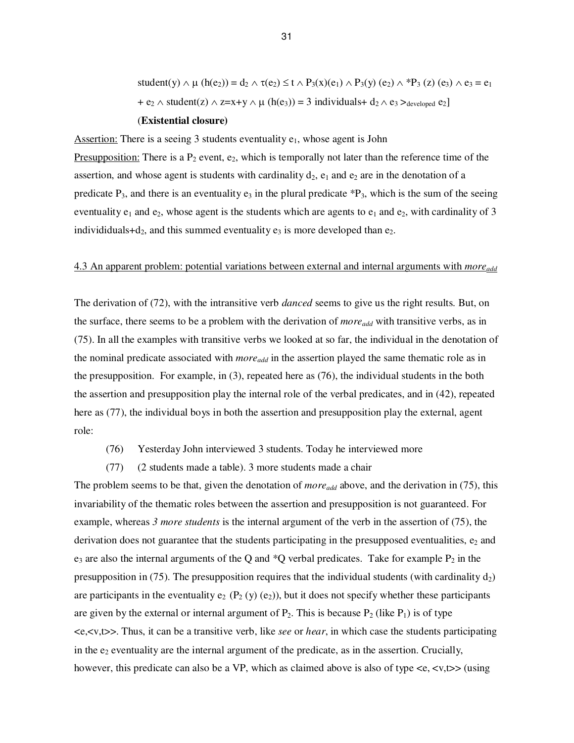student(y) $\wedge$ $\mu$ (h(e$_2$)) = d$_2$ $\wedge$ $\tau$(e$_2$) $\leq$ t $\wedge$ P$_3$(x)(e$_1$) $\wedge$ P$_3$(y) (e$_2$) $\wedge$ *P$_3$ (z) (e$_3$) $\wedge$ e$_3$ = e$_1$ + e$_2$ $\wedge$ student(z) $\wedge$ z=x+y $\wedge$ $\mu$ (h(e$_3$)) = 3 individuals+ d$_2$ $\wedge$ e$_3$ $>_{developed}$ e$_2$]

(**Existential closure)**

Assertion: There is a seeing 3 students eventuality $e_1$, whose agent is John

Presupposition: There is a $P_2$ event, $e_2$, which is temporally not later than the reference time of the assertion, and whose agent is students with cardinality $d_2$, $e_1$ and $e_2$ are in the denotation of a predicate $P_3$, and there is an eventuality $e_3$ in the plural predicate $*P_3$, which is the sum of the seeing eventuality $e_1$ and $e_2$, whose agent is the students which are agents to $e_1$ and $e_2$, with cardinality of 3 individiduals+$d_2$, and this summed eventuality $e_3$ is more developed than $e_2$.

4.3 An apparent problem: potential variations between external and internal arguments with *more$_{add}$*

The derivation of (72), with the intransitive verb *danced* seems to give us the right results. But, on the surface, there seems to be a problem with the derivation of *more$_{add}$* with transitive verbs, as in (75). In all the examples with transitive verbs we looked at so far, the individual in the denotation of the nominal predicate associated with *more$_{add}$* in the assertion played the same thematic role as in the presupposition. For example, in (3), repeated here as (76), the individual students in the both the assertion and presupposition play the internal role of the verbal predicates, and in (42), repeated here as (77), the individual boys in both the assertion and presupposition play the external, agent role:

(76) Yesterday John interviewed 3 students. Today he interviewed more

(77) (2 students made a table). 3 more students made a chair

The problem seems to be that, given the denotation of *more$_{add}$* above, and the derivation in (75), this invariability of the thematic roles between the assertion and presupposition is not guaranteed. For example, whereas *3 more students* is the internal argument of the verb in the assertion of (75), the derivation does not guarantee that the students participating in the presupposed eventualities, $e_2$ and $e_3$ are also the internal arguments of the Q and *Q verbal predicates. Take for example $P_2$ in the presupposition in (75). The presupposition requires that the individual students (with cardinality $d_2$) are participants in the eventuality $e_2$ ($P_2$ (y) ($e_2$)), but it does not specify whether these participants are given by the external or internal argument of $P_2$. This is because $P_2$ (like $P_1$) is of type <e,<v,t>>. Thus, it can be a transitive verb, like *see* or *hear*, in which case the students participating in the $e_2$ eventuality are the internal argument of the predicate, as in the assertion. Crucially, however, this predicate can also be a VP, which as claimed above is also of type <e, <v,t>> (using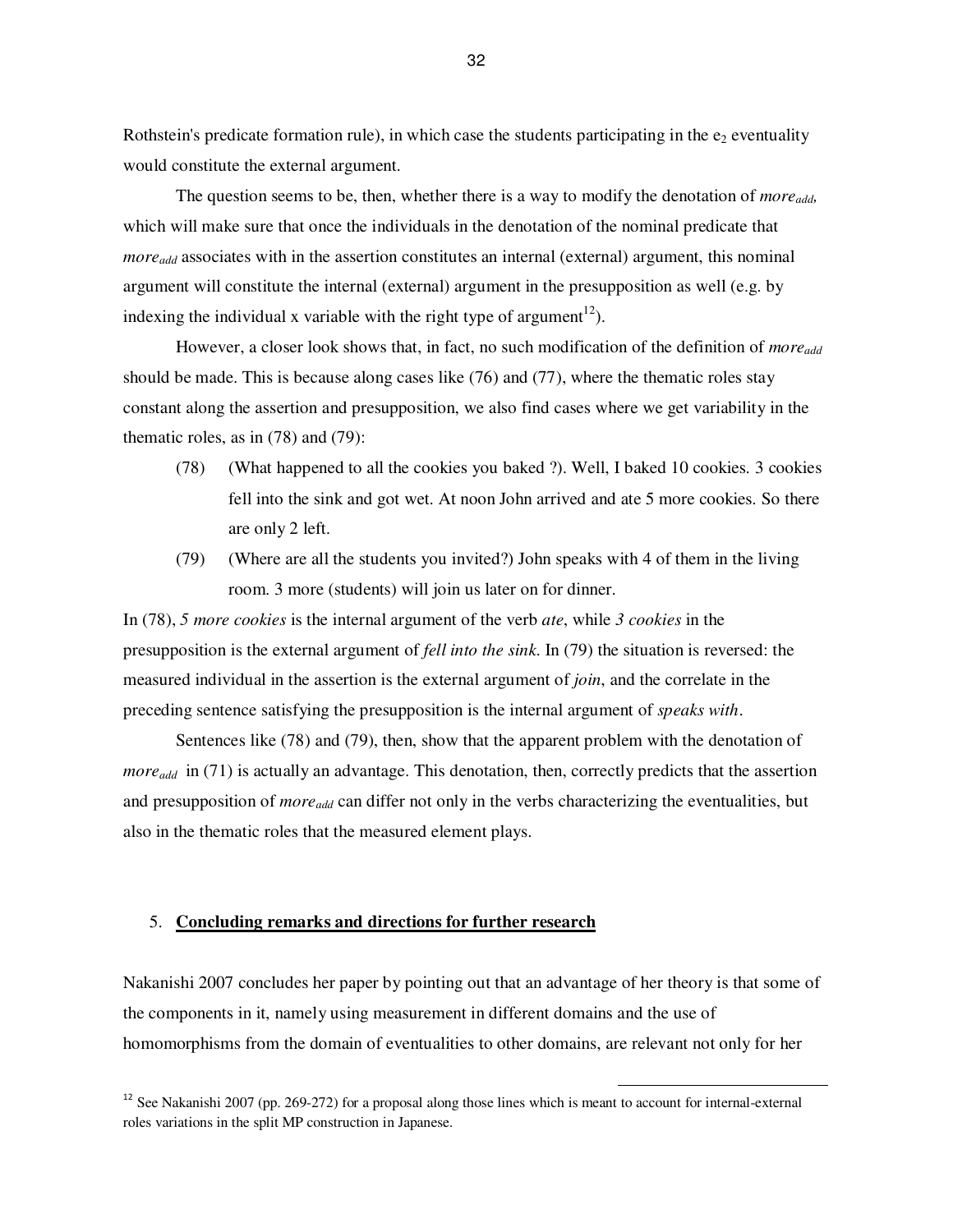Rothstein's predicate formation rule), in which case the students participating in the $e_2$ eventuality would constitute the external argument.

The question seems to be, then, whether there is a way to modify the denotation of $more_{add}$, which will make sure that once the individuals in the denotation of the nominal predicate that $more_{add}$ associates with in the assertion constitutes an internal (external) argument, this nominal argument will constitute the internal (external) argument in the presupposition as well (e.g. by indexing the individual x variable with the right type of argument[12]).

However, a closer look shows that, in fact, no such modification of the definition of $more_{add}$ should be made. This is because along cases like (76) and (77), where the thematic roles stay constant along the assertion and presupposition, we also find cases where we get variability in the thematic roles, as in (78) and (79):

(78) (What happened to all the cookies you baked ?). Well, I baked 10 cookies. 3 cookies fell into the sink and got wet. At noon John arrived and ate 5 more cookies. So there are only 2 left.

(79) (Where are all the students you invited?) John speaks with 4 of them in the living room. 3 more (students) will join us later on for dinner.

In (78), *5 more cookies* is the internal argument of the verb *ate*, while *3 cookies* in the presupposition is the external argument of *fell into the sink*. In (79) the situation is reversed: the measured individual in the assertion is the external argument of *join*, and the correlate in the preceding sentence satisfying the presupposition is the internal argument of *speaks with*.

Sentences like (78) and (79), then, show that the apparent problem with the denotation of $more_{add}$ in (71) is actually an advantage. This denotation, then, correctly predicts that the assertion and presupposition of $more_{add}$ can differ not only in the verbs characterizing the eventualities, but also in the thematic roles that the measured element plays.

## 5. **Concluding remarks and directions for further research**

Nakanishi 2007 concludes her paper by pointing out that an advantage of her theory is that some of the components in it, namely using measurement in different domains and the use of homomorphisms from the domain of eventualities to other domains, are relevant not only for her

---

[12] See Nakanishi 2007 (pp. 269-272) for a proposal along those lines which is meant to account for internal-external roles variations in the split MP construction in Japanese.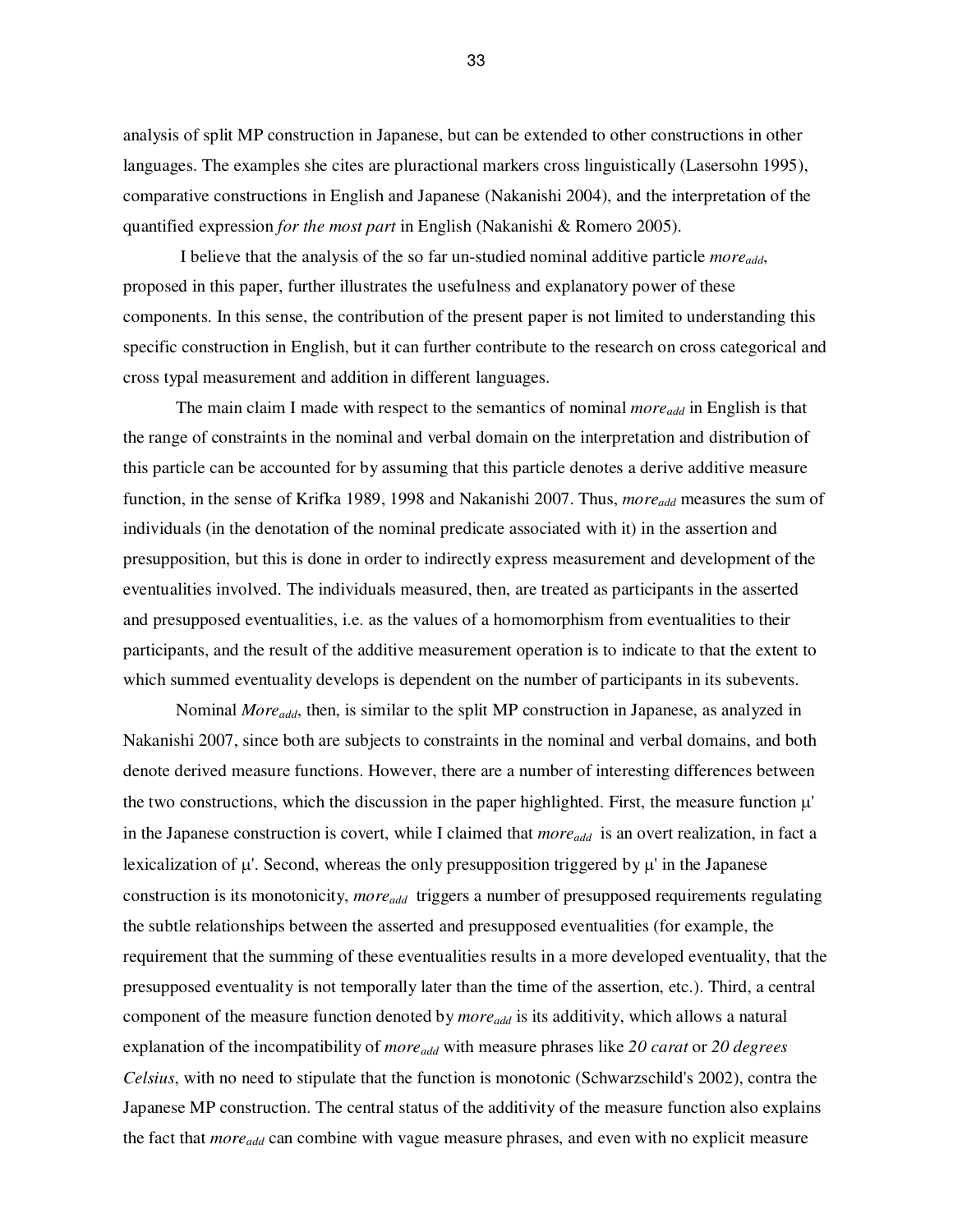analysis of split MP construction in Japanese, but can be extended to other constructions in other languages. The examples she cites are pluractional markers cross linguistically (Lasersohn 1995), comparative constructions in English and Japanese (Nakanishi 2004), and the interpretation of the quantified expression *for the most part* in English (Nakanishi & Romero 2005).

I believe that the analysis of the so far un-studied nominal additive particle *more$_{add}$*, proposed in this paper, further illustrates the usefulness and explanatory power of these components. In this sense, the contribution of the present paper is not limited to understanding this specific construction in English, but it can further contribute to the research on cross categorical and cross typal measurement and addition in different languages.

The main claim I made with respect to the semantics of nominal *more$_{add}$* in English is that the range of constraints in the nominal and verbal domain on the interpretation and distribution of this particle can be accounted for by assuming that this particle denotes a derive additive measure function, in the sense of Krifka 1989, 1998 and Nakanishi 2007. Thus, *more$_{add}$* measures the sum of individuals (in the denotation of the nominal predicate associated with it) in the assertion and presupposition, but this is done in order to indirectly express measurement and development of the eventualities involved. The individuals measured, then, are treated as participants in the asserted and presupposed eventualities, i.e. as the values of a homomorphism from eventualities to their participants, and the result of the additive measurement operation is to indicate to that the extent to which summed eventuality develops is dependent on the number of participants in its subevents.

Nominal *More$_{add}$*, then, is similar to the split MP construction in Japanese, as analyzed in Nakanishi 2007, since both are subjects to constraints in the nominal and verbal domains, and both denote derived measure functions. However, there are a number of interesting differences between the two constructions, which the discussion in the paper highlighted. First, the measure function $\mu'$ in the Japanese construction is covert, while I claimed that *more$_{add}$* is an overt realization, in fact a lexicalization of $\mu'$. Second, whereas the only presupposition triggered by $\mu'$ in the Japanese construction is its monotonicity, *more$_{add}$* triggers a number of presupposed requirements regulating the subtle relationships between the asserted and presupposed eventualities (for example, the requirement that the summing of these eventualities results in a more developed eventuality, that the presupposed eventuality is not temporally later than the time of the assertion, etc.). Third, a central component of the measure function denoted by *more$_{add}$* is its additivity, which allows a natural explanation of the incompatibility of *more$_{add}$* with measure phrases like *20 carat* or *20 degrees Celsius*, with no need to stipulate that the function is monotonic (Schwarzschild's 2002), contra the Japanese MP construction. The central status of the additivity of the measure function also explains the fact that *more$_{add}$* can combine with vague measure phrases, and even with no explicit measure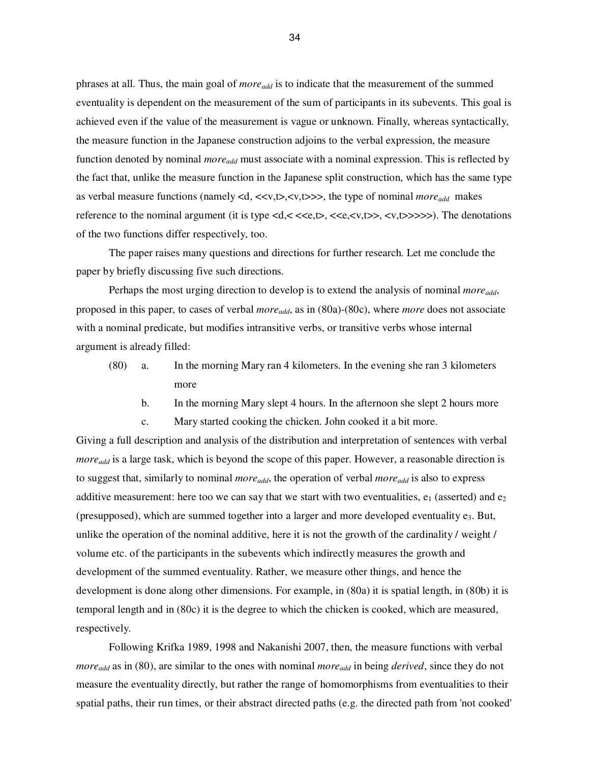phrases at all. Thus, the main goal of *more<sub>add</sub>* is to indicate that the measurement of the summed eventuality is dependent on the measurement of the sum of participants in its subevents. This goal is achieved even if the value of the measurement is vague or unknown. Finally, whereas syntactically, the measure function in the Japanese construction adjoins to the verbal expression, the measure function denoted by nominal $more_{add}$ must associate with a nominal expression. This is reflected by the fact that, unlike the measure function in the Japanese split construction, which has the same type as verbal measure functions (namely <d, <<v,t>,<v,t>>>, the type of nominal $more_{add}$ makes reference to the nominal argument (it is type <d,< <<e,t>, <<e,<v,t>>, <v,t>>>>>). The denotations of the two functions differ respectively, too.

The paper raises many questions and directions for further research. Let me conclude the paper by briefly discussing five such directions.

Perhaps the most urging direction to develop is to extend the analysis of nominal $more_{add}$, proposed in this paper, to cases of verbal $more_{add}$, as in (80a)-(80c), where *more* does not associate with a nominal predicate, but modifies intransitive verbs, or transitive verbs whose internal argument is already filled:

(80) a. In the morning Mary ran 4 kilometers. In the evening she ran 3 kilometers more

b. In the morning Mary slept 4 hours. In the afternoon she slept 2 hours more

c. Mary started cooking the chicken. John cooked it a bit more.

Giving a full description and analysis of the distribution and interpretation of sentences with verbal $more_{add}$ is a large task, which is beyond the scope of this paper. However, a reasonable direction is to suggest that, similarly to nominal $more_{add}$, the operation of verbal $more_{add}$ is also to express additive measurement: here too we can say that we start with two eventualities, $e_1$ (asserted) and $e_2$ (presupposed), which are summed together into a larger and more developed eventuality $e_3$. But, unlike the operation of the nominal additive, here it is not the growth of the cardinality / weight / volume etc. of the participants in the subevents which indirectly measures the growth and development of the summed eventuality. Rather, we measure other things, and hence the development is done along other dimensions. For example, in (80a) it is spatial length, in (80b) it is temporal length and in (80c) it is the degree to which the chicken is cooked, which are measured, respectively.

Following Krifka 1989, 1998 and Nakanishi 2007, then, the measure functions with verbal $more_{add}$ as in (80), are similar to the ones with nominal $more_{add}$ in being *derived*, since they do not measure the eventuality directly, but rather the range of homomorphisms from eventualities to their spatial paths, their run times, or their abstract directed paths (e.g. the directed path from 'not cooked'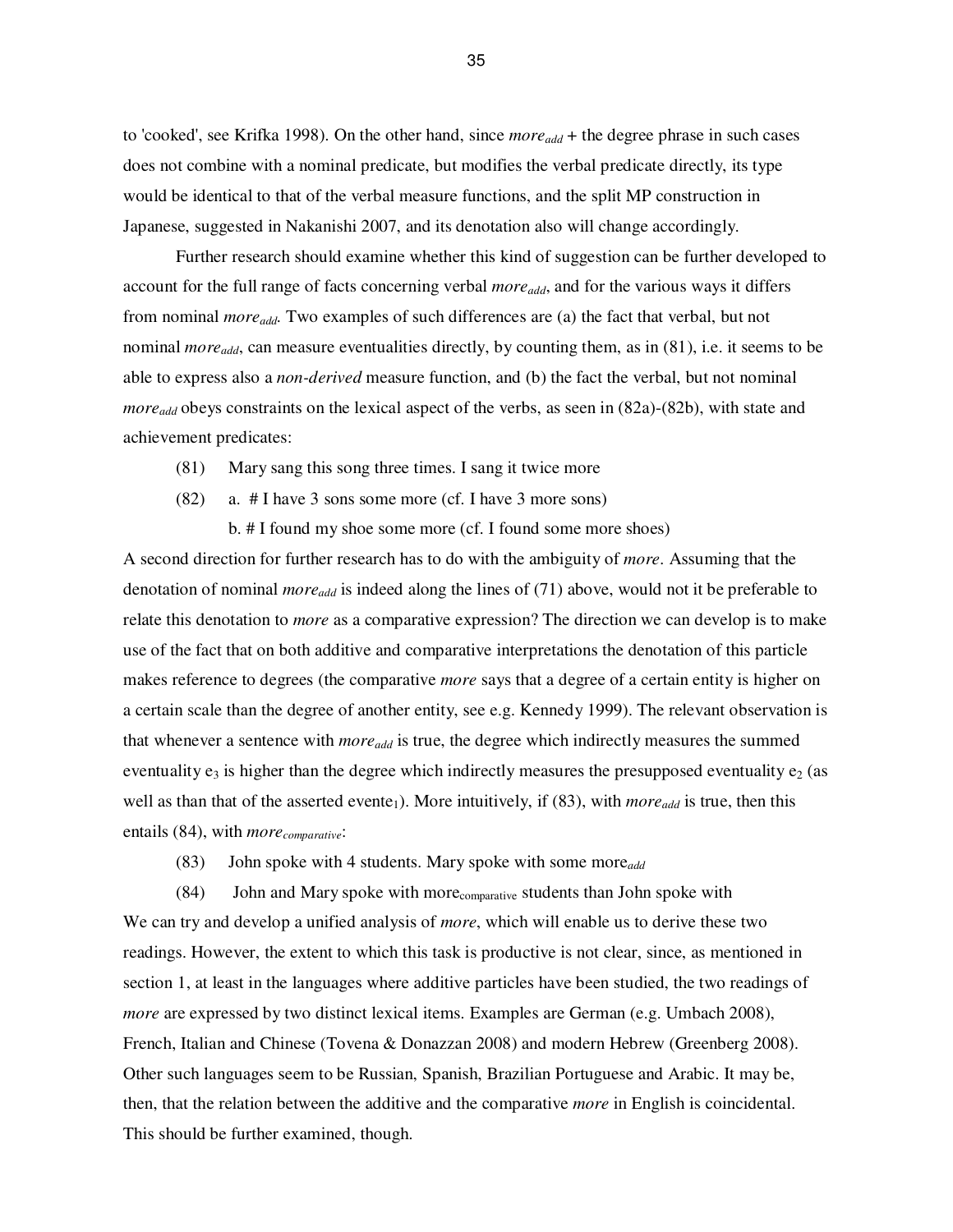to 'cooked', see Krifka 1998). On the other hand, since *more*$_{add}$ + the degree phrase in such cases does not combine with a nominal predicate, but modifies the verbal predicate directly, its type would be identical to that of the verbal measure functions, and the split MP construction in Japanese, suggested in Nakanishi 2007, and its denotation also will change accordingly.

Further research should examine whether this kind of suggestion can be further developed to account for the full range of facts concerning verbal *more*$_{add}$, and for the various ways it differs from nominal *more*$_{add}$. Two examples of such differences are (a) the fact that verbal, but not nominal *more*$_{add}$, can measure eventualities directly, by counting them, as in (81), i.e. it seems to be able to express also a *non-derived* measure function, and (b) the fact the verbal, but not nominal *more*$_{add}$ obeys constraints on the lexical aspect of the verbs, as seen in (82a)-(82b), with state and achievement predicates:

(81) Mary sang this song three times. I sang it twice more

(82) a. # I have 3 sons some more (cf. I have 3 more sons)

b. # I found my shoe some more (cf. I found some more shoes)

A second direction for further research has to do with the ambiguity of *more*. Assuming that the denotation of nominal *more*$_{add}$ is indeed along the lines of (71) above, would not it be preferable to relate this denotation to *more* as a comparative expression? The direction we can develop is to make use of the fact that on both additive and comparative interpretations the denotation of this particle makes reference to degrees (the comparative *more* says that a degree of a certain entity is higher on a certain scale than the degree of another entity, see e.g. Kennedy 1999). The relevant observation is that whenever a sentence with *more*$_{add}$ is true, the degree which indirectly measures the summed eventuality $e_3$ is higher than the degree which indirectly measures the presupposed eventuality $e_2$ (as well as than that of the asserted event$e_1$). More intuitively, if (83), with *more*$_{add}$ is true, then this entails (84), with *more*$_{comparative}$:

(83) John spoke with 4 students. Mary spoke with some more$_{add}$

(84) John and Mary spoke with more$_{comparative}$ students than John spoke with

We can try and develop a unified analysis of *more*, which will enable us to derive these two readings. However, the extent to which this task is productive is not clear, since, as mentioned in section 1, at least in the languages where additive particles have been studied, the two readings of *more* are expressed by two distinct lexical items. Examples are German (e.g. Umbach 2008), French, Italian and Chinese (Tovena & Donazzan 2008) and modern Hebrew (Greenberg 2008). Other such languages seem to be Russian, Spanish, Brazilian Portuguese and Arabic. It may be, then, that the relation between the additive and the comparative *more* in English is coincidental. This should be further examined, though.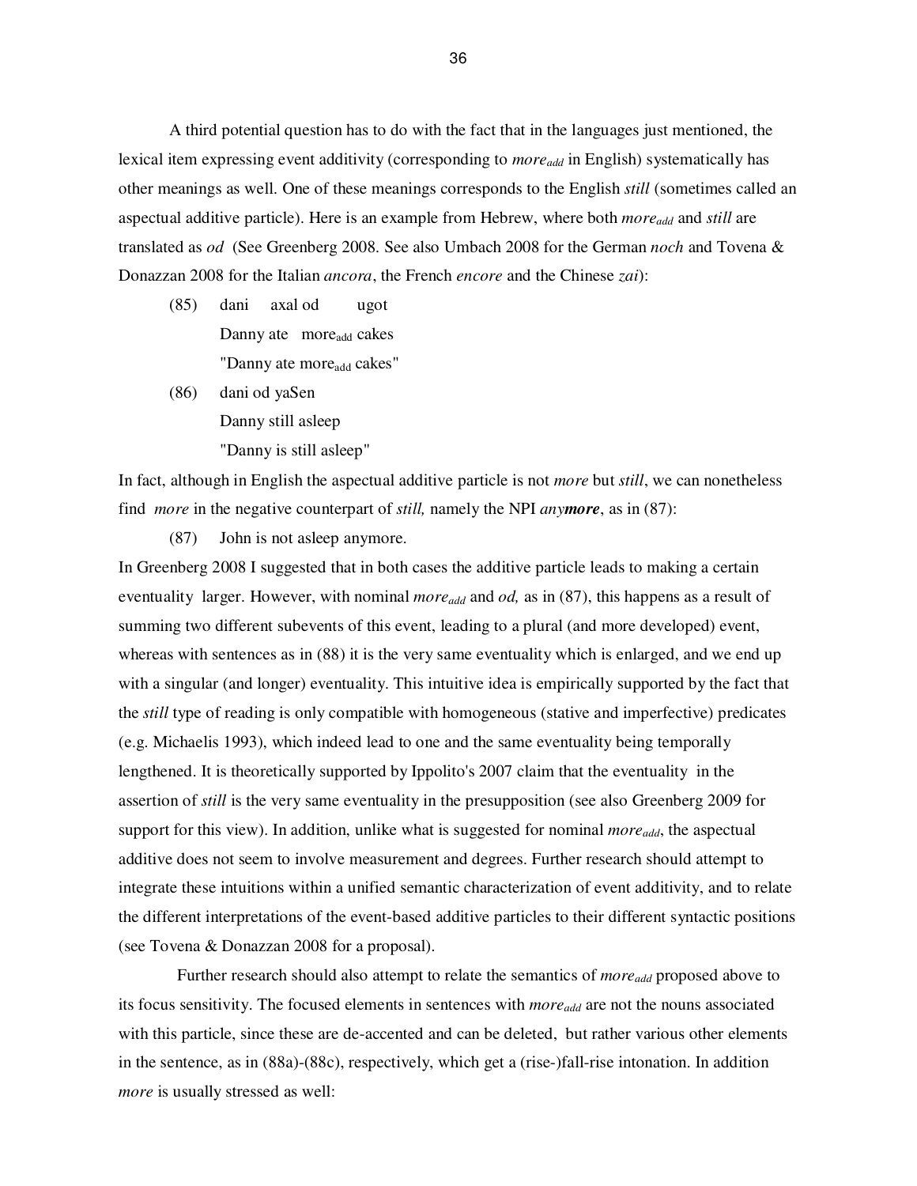A third potential question has to do with the fact that in the languages just mentioned, the lexical item expressing event additivity (corresponding to *more*$_{add}$ in English) systematically has other meanings as well. One of these meanings corresponds to the English *still* (sometimes called an aspectual additive particle). Here is an example from Hebrew, where both *more*$_{add}$ and *still* are translated as *od* (See Greenberg 2008. See also Umbach 2008 for the German *noch* and Tovena & Donazzan 2008 for the Italian *ancora*, the French *encore* and the Chinese *zai*):

(85) dani axal od ugot
Danny ate more$_{add}$ cakes
"Danny ate more$_{add}$ cakes"

(86) dani od yaSen
Danny still asleep
"Danny is still asleep"

In fact, although in English the aspectual additive particle is not *more* but *still*, we can nonetheless find *more* in the negative counterpart of *still,* namely the NPI *any**more***, as in (87):

(87) John is not asleep anymore.

In Greenberg 2008 I suggested that in both cases the additive particle leads to making a certain eventuality larger. However, with nominal *more*$_{add}$ and *od,* as in (87), this happens as a result of summing two different subevents of this event, leading to a plural (and more developed) event, whereas with sentences as in (88) it is the very same eventuality which is enlarged, and we end up with a singular (and longer) eventuality. This intuitive idea is empirically supported by the fact that the *still* type of reading is only compatible with homogeneous (stative and imperfective) predicates (e.g. Michaelis 1993), which indeed lead to one and the same eventuality being temporally lengthened. It is theoretically supported by Ippolito's 2007 claim that the eventuality in the assertion of *still* is the very same eventuality in the presupposition (see also Greenberg 2009 for support for this view). In addition, unlike what is suggested for nominal *more*$_{add}$, the aspectual additive does not seem to involve measurement and degrees. Further research should attempt to integrate these intuitions within a unified semantic characterization of event additivity, and to relate the different interpretations of the event-based additive particles to their different syntactic positions (see Tovena & Donazzan 2008 for a proposal).

Further research should also attempt to relate the semantics of *more*$_{add}$ proposed above to its focus sensitivity. The focused elements in sentences with *more*$_{add}$ are not the nouns associated with this particle, since these are de-accented and can be deleted, but rather various other elements in the sentence, as in (88a)-(88c), respectively, which get a (rise-)fall-rise intonation. In addition *more* is usually stressed as well: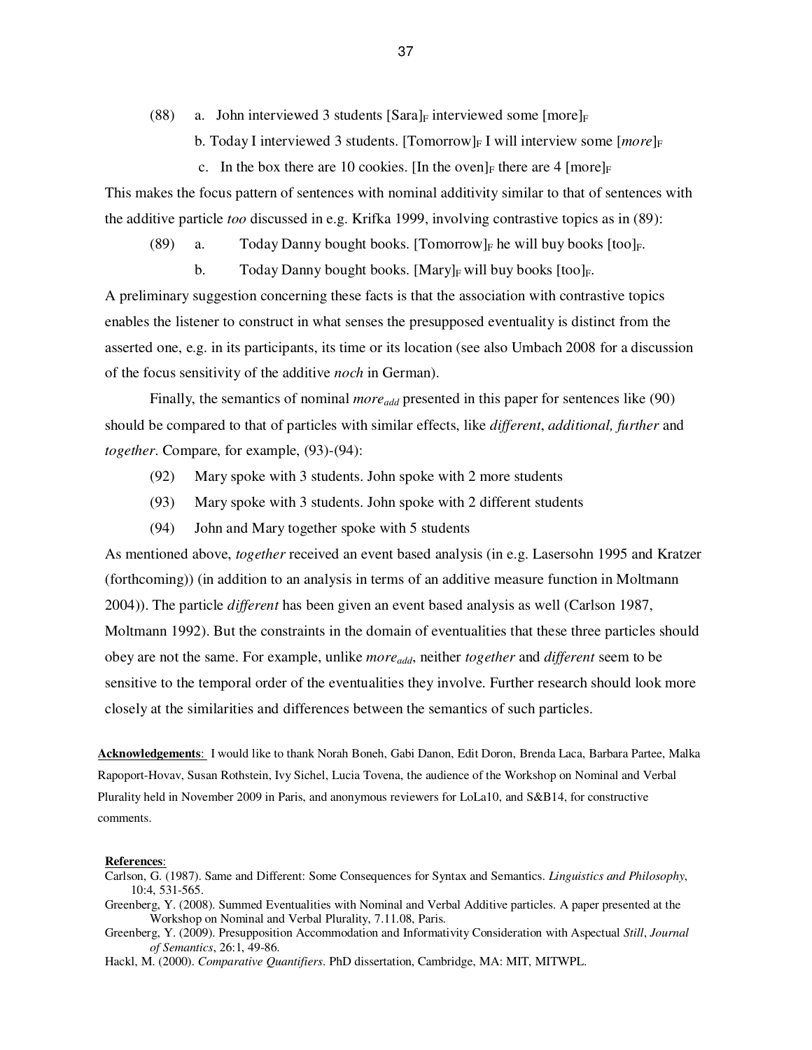(88) a. John interviewed 3 students [Sara]$_F$ interviewed some [more]$_F$

b. Today I interviewed 3 students. [Tomorrow]$_F$ I will interview some [*more*]$_F$

c. In the box there are 10 cookies. [In the oven]$_F$ there are 4 [more]$_F$

This makes the focus pattern of sentences with nominal additivity similar to that of sentences with the additive particle *too* discussed in e.g. Krifka 1999, involving contrastive topics as in (89):

(89) a. Today Danny bought books. [Tomorrow]$_F$ he will buy books [too]$_F$.

b. Today Danny bought books. [Mary]$_F$ will buy books [too]$_F$.

A preliminary suggestion concerning these facts is that the association with contrastive topics enables the listener to construct in what senses the presupposed eventuality is distinct from the asserted one, e.g. in its participants, its time or its location (see also Umbach 2008 for a discussion of the focus sensitivity of the additive *noch* in German).

Finally, the semantics of nominal *more$_{add}$* presented in this paper for sentences like (90) should be compared to that of particles with similar effects, like *different*, *additional, further* and *together*. Compare, for example, (93)-(94):

(92) Mary spoke with 3 students. John spoke with 2 more students

(93) Mary spoke with 3 students. John spoke with 2 different students

(94) John and Mary together spoke with 5 students

As mentioned above, *together* received an event based analysis (in e.g. Lasersohn 1995 and Kratzer (forthcoming)) (in addition to an analysis in terms of an additive measure function in Moltmann 2004)). The particle *different* has been given an event based analysis as well (Carlson 1987, Moltmann 1992). But the constraints in the domain of eventualities that these three particles should obey are not the same. For example, unlike *more$_{add}$*, neither *together* and *different* seem to be sensitive to the temporal order of the eventualities they involve. Further research should look more closely at the similarities and differences between the semantics of such particles.

**Acknowledgements**: I would like to thank Norah Boneh, Gabi Danon, Edit Doron, Brenda Laca, Barbara Partee, Malka Rapoport-Hovav, Susan Rothstein, Ivy Sichel, Lucia Tovena, the audience of the Workshop on Nominal and Verbal Plurality held in November 2009 in Paris, and anonymous reviewers for LoLa10, and S&B14, for constructive comments.

**References**:

Carlson, G. (1987). Same and Different: Some Consequences for Syntax and Semantics. *Linguistics and Philosophy*, 10:4, 531-565.

Greenberg, Y. (2008). Summed Eventualities with Nominal and Verbal Additive particles. A paper presented at the Workshop on Nominal and Verbal Plurality, 7.11.08, Paris.

Greenberg, Y. (2009). Presupposition Accommodation and Informativity Consideration with Aspectual *Still*, *Journal of Semantics*, 26:1, 49-86.

Hackl, M. (2000). *Comparative Quantifiers*. PhD dissertation, Cambridge, MA: MIT, MITWPL.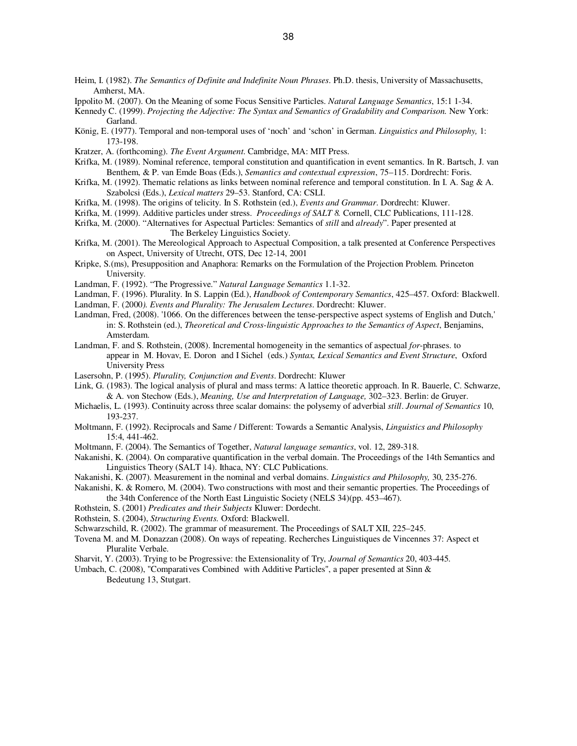Heim, I. (1982). *The Semantics of Definite and Indefinite Noun Phrases*. Ph.D. thesis, University of Massachusetts, Amherst, MA.

Ippolito M. (2007). On the Meaning of some Focus Sensitive Particles. *Natural Language Semantics*, 15:1 1-34.

Kennedy C. (1999). *Projecting the Adjective: The Syntax and Semantics of Gradability and Comparison.* New York: Garland.

König, E. (1977). Temporal and non-temporal uses of 'noch' and 'schon' in German. *Linguistics and Philosophy,* 1: 173-198.

Kratzer, A. (forthcoming). *The Event Argument*. Cambridge, MA: MIT Press.

Krifka, M. (1989). Nominal reference, temporal constitution and quantification in event semantics. In R. Bartsch, J. van Benthem, & P. van Emde Boas (Eds.), *Semantics and contextual expression*, 75–115. Dordrecht: Foris.

Krifka, M. (1992). Thematic relations as links between nominal reference and temporal constitution. In I. A. Sag & A. Szabolcsi (Eds.), *Lexical matters* 29–53. Stanford, CA: CSLI.

Krifka, M. (1998). The origins of telicity. In S. Rothstein (ed.), *Events and Grammar*. Dordrecht: Kluwer.

Krifka, M. (1999). Additive particles under stress. *Proceedings of SALT 8.* Cornell, CLC Publications, 111-128.

Krifka, M. (2000). "Alternatives for Aspectual Particles: Semantics of *still* and *already*". Paper presented at The Berkeley Linguistics Society.

Krifka, M. (2001). The Mereological Approach to Aspectual Composition, a talk presented at Conference Perspectives on Aspect, University of Utrecht, OTS, Dec 12-14, 2001

Kripke, S.(ms), Presupposition and Anaphora: Remarks on the Formulation of the Projection Problem. Princeton University.

Landman, F. (1992). "The Progressive." *Natural Language Semantics* 1.1-32.

Landman, F. (1996). Plurality. In S. Lappin (Ed.), *Handbook of Contemporary Semantics*, 425–457. Oxford: Blackwell.

Landman, F. (2000*). Events and Plurality: The Jerusalem Lectures*. Dordrecht: Kluwer.

Landman, Fred, (2008). '1066. On the differences between the tense-perspective aspect systems of English and Dutch,' in: S. Rothstein (ed.), *Theoretical and Cross-linguistic Approaches to the Semantics of Aspect*, Benjamins, Amsterdam.

Landman, F. and S. Rothstein, (2008). Incremental homogeneity in the semantics of aspectual *for*-phrases. to appear in M. Hovav, E. Doron and I Sichel (eds.) *Syntax, Lexical Semantics and Event Structure*, Oxford University Press

Lasersohn, P. (1995). *Plurality, Conjunction and Events*. Dordrecht: Kluwer

Link, G. (1983). The logical analysis of plural and mass terms: A lattice theoretic approach. In R. Bauerle, C. Schwarze, & A. von Stechow (Eds.), *Meaning, Use and Interpretation of Language,* 302–323. Berlin: de Gruyer.

Michaelis, L. (1993). Continuity across three scalar domains: the polysemy of adverbial *still*. *Journal of Semantics* 10, 193-237.

Moltmann, F. (1992). Reciprocals and Same / Different: Towards a Semantic Analysis, *Linguistics and Philosophy* 15:4, 441-462.

Moltmann, F. (2004). The Semantics of Together, *Natural language semantics*, vol. 12, 289-318.

Nakanishi, K. (2004). On comparative quantification in the verbal domain. The Proceedings of the 14th Semantics and Linguistics Theory (SALT 14). Ithaca, NY: CLC Publications.

Nakanishi, K. (2007). Measurement in the nominal and verbal domains. *Linguistics and Philosophy,* 30, 235-276.

Nakanishi, K. & Romero, M. (2004). Two constructions with most and their semantic properties. The Proceedings of the 34th Conference of the North East Linguistic Society (NELS 34)(pp. 453–467).

Rothstein, S. (2001) *Predicates and their Subjects* Kluwer: Dordrecht.

Rothstein, S. (2004), *Structuring Events.* Oxford: Blackwell.

Schwarzschild, R. (2002). The grammar of measurement. The Proceedings of SALT XII, 225–245.

Tovena M. and M. Donazzan (2008). On ways of repeating. Recherches Linguistiques de Vincennes 37: Aspect et Pluralite Verbale.

Sharvit, Y. (2003). Trying to be Progressive: the Extensionality of Try, *Journal of Semantics* 20, 403-445.

Umbach, C. (2008), "Comparatives Combined with Additive Particles", a paper presented at Sinn & Bedeutung 13, Stutgart.